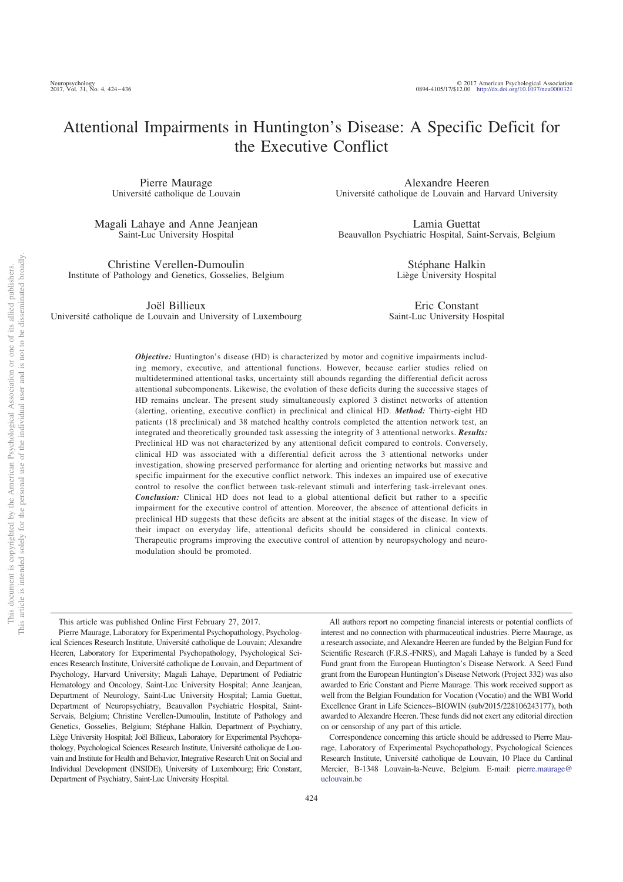# Attentional Impairments in Huntington's Disease: A Specific Deficit for the Executive Conflict

Pierre Maurage
Université catholique de Louvain

Alexandre Heeren
Université catholique de Louvain and Harvard University

Magali Lahaye and Anne Jeanjean
Saint-Luc University Hospital

Lamia Guettat
Beauvallon Psychiatric Hospital, Saint-Servais, Belgium

Christine Verellen-Dumoulin
Institute of Pathology and Genetics, Gosselies, Belgium

Stéphane Halkin
Liège University Hospital

Joël Billieux
Université catholique de Louvain and University of Luxembourg

Eric Constant
Saint-Luc University Hospital

***Objective:*** Huntington's disease (HD) is characterized by motor and cognitive impairments including memory, executive, and attentional functions. However, because earlier studies relied on multidetermined attentional tasks, uncertainty still abounds regarding the differential deficit across attentional subcomponents. Likewise, the evolution of these deficits during the successive stages of HD remains unclear. The present study simultaneously explored 3 distinct networks of attention (alerting, orienting, executive conflict) in preclinical and clinical HD. ***Method:*** Thirty-eight HD patients (18 preclinical) and 38 matched healthy controls completed the attention network test, an integrated and theoretically grounded task assessing the integrity of 3 attentional networks. ***Results:*** Preclinical HD was not characterized by any attentional deficit compared to controls. Conversely, clinical HD was associated with a differential deficit across the 3 attentional networks under investigation, showing preserved performance for alerting and orienting networks but massive and specific impairment for the executive conflict network. This indexes an impaired use of executive control to resolve the conflict between task-relevant stimuli and interfering task-irrelevant ones. ***Conclusion:*** Clinical HD does not lead to a global attentional deficit but rather to a specific impairment for the executive control of attention. Moreover, the absence of attentional deficits in preclinical HD suggests that these deficits are absent at the initial stages of the disease. In view of their impact on everyday life, attentional deficits should be considered in clinical contexts. Therapeutic programs improving the executive control of attention by neuropsychology and neuromodulation should be promoted.

---

This article was published Online First February 27, 2017.

Pierre Maurage, Laboratory for Experimental Psychopathology, Psychological Sciences Research Institute, Université catholique de Louvain; Alexandre Heeren, Laboratory for Experimental Psychopathology, Psychological Sciences Research Institute, Université catholique de Louvain, and Department of Psychology, Harvard University; Magali Lahaye, Department of Pediatric Hematology and Oncology, Saint-Luc University Hospital; Anne Jeanjean, Department of Neurology, Saint-Luc University Hospital; Lamia Guettat, Department of Neuropsychiatry, Beauvallon Psychiatric Hospital, Saint-Servais, Belgium; Christine Verellen-Dumoulin, Institute of Pathology and Genetics, Gosselies, Belgium; Stéphane Halkin, Department of Psychiatry, Liège University Hospital; Joël Billieux, Laboratory for Experimental Psychopathology, Psychological Sciences Research Institute, Université catholique de Louvain and Institute for Health and Behavior, Integrative Research Unit on Social and Individual Development (INSIDE), University of Luxembourg; Eric Constant, Department of Psychiatry, Saint-Luc University Hospital.

All authors report no competing financial interests or potential conflicts of interest and no connection with pharmaceutical industries. Pierre Maurage, as a research associate, and Alexandre Heeren are funded by the Belgian Fund for Scientific Research (F.R.S.-FNRS), and Magali Lahaye is funded by a Seed Fund grant from the European Huntington's Disease Network. A Seed Fund grant from the European Huntington's Disease Network (Project 332) was also awarded to Eric Constant and Pierre Maurage. This work received support as well from the Belgian Foundation for Vocation (Vocatio) and the WBI World Excellence Grant in Life Sciences–BIOWIN (sub/2015/228106243177), both awarded to Alexandre Heeren. These funds did not exert any editorial direction on or censorship of any part of this article.

Correspondence concerning this article should be addressed to Pierre Maurage, Laboratory of Experimental Psychopathology, Psychological Sciences Research Institute, Université catholique de Louvain, 10 Place du Cardinal Mercier, B-1348 Louvain-la-Neuve, Belgium. E-mail: pierre.maurage@uclouvain.be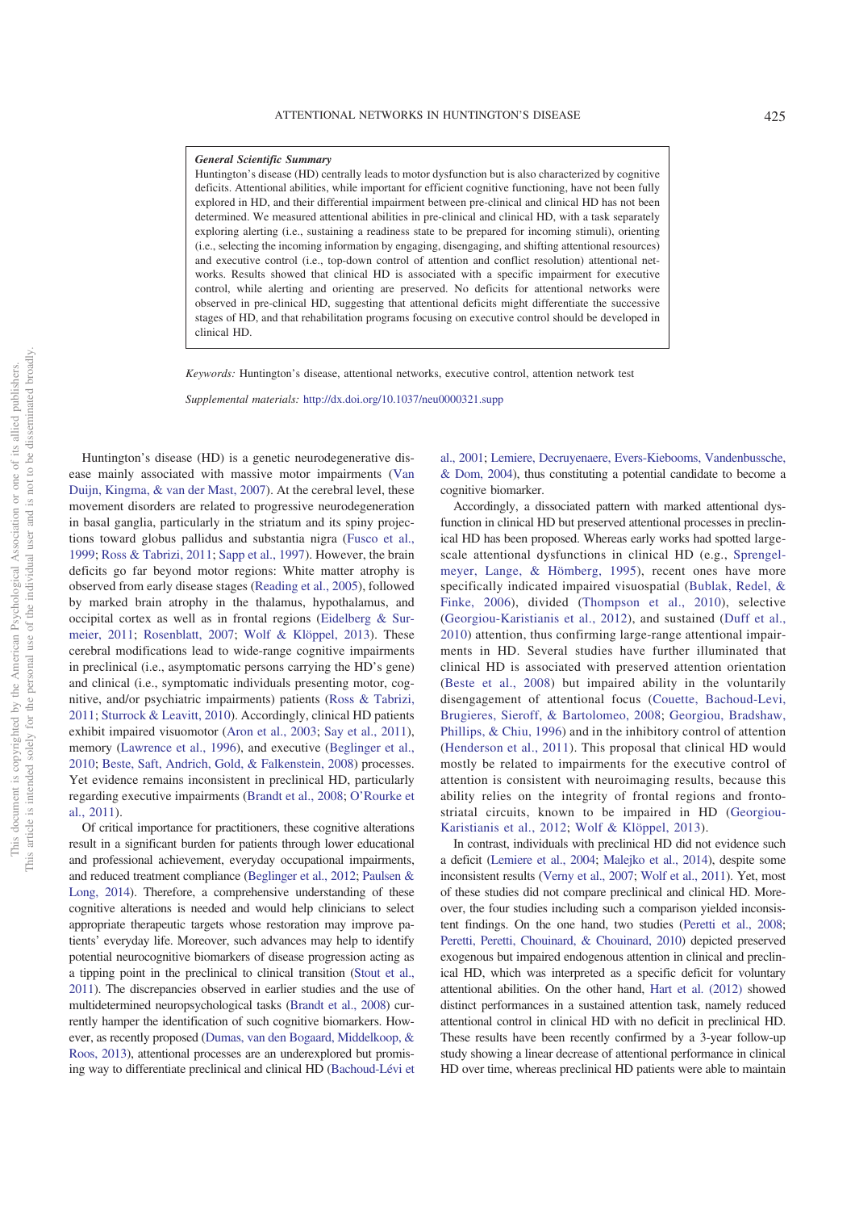**General Scientific Summary**

Huntington's disease (HD) centrally leads to motor dysfunction but is also characterized by cognitive deficits. Attentional abilities, while important for efficient cognitive functioning, have not been fully explored in HD, and their differential impairment between pre-clinical and clinical HD has not been determined. We measured attentional abilities in pre-clinical and clinical HD, with a task separately exploring alerting (i.e., sustaining a readiness state to be prepared for incoming stimuli), orienting (i.e., selecting the incoming information by engaging, disengaging, and shifting attentional resources) and executive control (i.e., top-down control of attention and conflict resolution) attentional networks. Results showed that clinical HD is associated with a specific impairment for executive control, while alerting and orienting are preserved. No deficits for attentional networks were observed in pre-clinical HD, suggesting that attentional deficits might differentiate the successive stages of HD, and that rehabilitation programs focusing on executive control should be developed in clinical HD.

*Keywords:* Huntington's disease, attentional networks, executive control, attention network test

*Supplemental materials:* http://dx.doi.org/10.1037/neu0000321.supp

Huntington's disease (HD) is a genetic neurodegenerative disease mainly associated with massive motor impairments (Van Duijn, Kingma, & van der Mast, 2007). At the cerebral level, these movement disorders are related to progressive neurodegeneration in basal ganglia, particularly in the striatum and its spiny projections toward globus pallidus and substantia nigra (Fusco et al., 1999; Ross & Tabrizi, 2011; Sapp et al., 1997). However, the brain deficits go far beyond motor regions: White matter atrophy is observed from early disease stages (Reading et al., 2005), followed by marked brain atrophy in the thalamus, hypothalamus, and occipital cortex as well as in frontal regions (Eidelberg & Surmeier, 2011; Rosenblatt, 2007; Wolf & Klöppel, 2013). These cerebral modifications lead to wide-range cognitive impairments in preclinical (i.e., asymptomatic persons carrying the HD's gene) and clinical (i.e., symptomatic individuals presenting motor, cognitive, and/or psychiatric impairments) patients (Ross & Tabrizi, 2011; Sturrock & Leavitt, 2010). Accordingly, clinical HD patients exhibit impaired visuomotor (Aron et al., 2003; Say et al., 2011), memory (Lawrence et al., 1996), and executive (Beglinger et al., 2010; Beste, Saft, Andrich, Gold, & Falkenstein, 2008) processes. Yet evidence remains inconsistent in preclinical HD, particularly regarding executive impairments (Brandt et al., 2008; O'Rourke et al., 2011).

Of critical importance for practitioners, these cognitive alterations result in a significant burden for patients through lower educational and professional achievement, everyday occupational impairments, and reduced treatment compliance (Beglinger et al., 2012; Paulsen & Long, 2014). Therefore, a comprehensive understanding of these cognitive alterations is needed and would help clinicians to select appropriate therapeutic targets whose restoration may improve patients' everyday life. Moreover, such advances may help to identify potential neurocognitive biomarkers of disease progression acting as a tipping point in the preclinical to clinical transition (Stout et al., 2011). The discrepancies observed in earlier studies and the use of multidetermined neuropsychological tasks (Brandt et al., 2008) currently hamper the identification of such cognitive biomarkers. However, as recently proposed (Dumas, van den Bogaard, Middelkoop, & Roos, 2013), attentional processes are an underexplored but promising way to differentiate preclinical and clinical HD (Bachoud-Lévi et al., 2001; Lemiere, Decruyenaere, Evers-Kiebooms, Vandenbussche, & Dom, 2004), thus constituting a potential candidate to become a cognitive biomarker.

Accordingly, a dissociated pattern with marked attentional dysfunction in clinical HD but preserved attentional processes in preclinical HD has been proposed. Whereas early works had spotted large-scale attentional dysfunctions in clinical HD (e.g., Sprengelmeyer, Lange, & Hömberg, 1995), recent ones have more specifically indicated impaired visuospatial (Bublak, Redel, & Finke, 2006), divided (Thompson et al., 2010), selective (Georgiou-Karistianis et al., 2012), and sustained (Duff et al., 2010) attention, thus confirming large-range attentional impairments in HD. Several studies have further illuminated that clinical HD is associated with preserved attention orientation (Beste et al., 2008) but impaired ability in the voluntarily disengagement of attentional focus (Couette, Bachoud-Levi, Brugieres, Sieroff, & Bartolomeo, 2008; Georgiou, Bradshaw, Phillips, & Chiu, 1996) and in the inhibitory control of attention (Henderson et al., 2011). This proposal that clinical HD would mostly be related to impairments for the executive control of attention is consistent with neuroimaging results, because this ability relies on the integrity of frontal regions and frontostriatal circuits, known to be impaired in HD (Georgiou-Karistianis et al., 2012; Wolf & Klöppel, 2013).

In contrast, individuals with preclinical HD did not evidence such a deficit (Lemiere et al., 2004; Malejko et al., 2014), despite some inconsistent results (Verny et al., 2007; Wolf et al., 2011). Yet, most of these studies did not compare preclinical and clinical HD. Moreover, the four studies including such a comparison yielded inconsistent findings. On the one hand, two studies (Peretti et al., 2008; Peretti, Peretti, Chouinard, & Chouinard, 2010) depicted preserved exogenous but impaired endogenous attention in clinical and preclinical HD, which was interpreted as a specific deficit for voluntary attentional abilities. On the other hand, Hart et al. (2012) showed distinct performances in a sustained attention task, namely reduced attentional control in clinical HD with no deficit in preclinical HD. These results have been recently confirmed by a 3-year follow-up study showing a linear decrease of attentional performance in clinical HD over time, whereas preclinical HD patients were able to maintain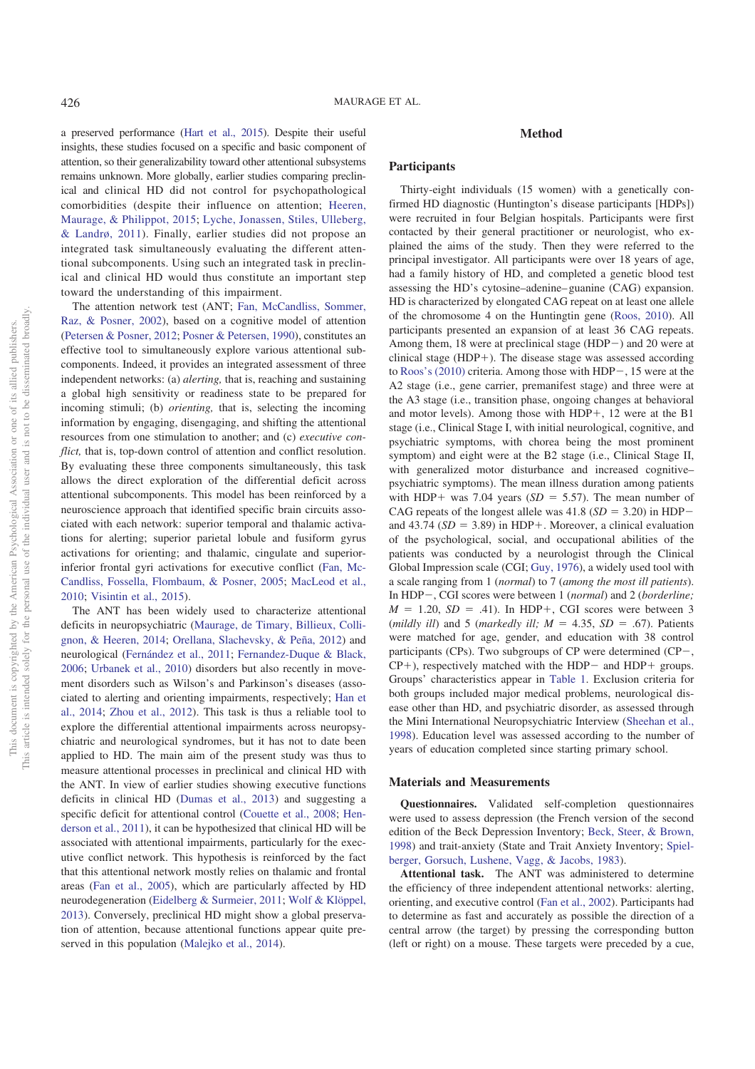a preserved performance (Hart et al., 2015). Despite their useful insights, these studies focused on a specific and basic component of attention, so their generalizability toward other attentional subsystems remains unknown. More globally, earlier studies comparing preclinical and clinical HD did not control for psychopathological comorbidities (despite their influence on attention; Heeren, Maurage, & Philippot, 2015; Lyche, Jonassen, Stiles, Ulleberg, & Landrø, 2011). Finally, earlier studies did not propose an integrated task simultaneously evaluating the different attentional subcomponents. Using such an integrated task in preclinical and clinical HD would thus constitute an important step toward the understanding of this impairment.

The attention network test (ANT; Fan, McCandliss, Sommer, Raz, & Posner, 2002), based on a cognitive model of attention (Petersen & Posner, 2012; Posner & Petersen, 1990), constitutes an effective tool to simultaneously explore various attentional subcomponents. Indeed, it provides an integrated assessment of three independent networks: (a) *alerting,* that is, reaching and sustaining a global high sensitivity or readiness state to be prepared for incoming stimuli; (b) *orienting,* that is, selecting the incoming information by engaging, disengaging, and shifting the attentional resources from one stimulation to another; and (c) *executive conflict,* that is, top-down control of attention and conflict resolution. By evaluating these three components simultaneously, this task allows the direct exploration of the differential deficit across attentional subcomponents. This model has been reinforced by a neuroscience approach that identified specific brain circuits associated with each network: superior temporal and thalamic activations for alerting; superior parietal lobule and fusiform gyrus activations for orienting; and thalamic, cingulate and superior-inferior frontal gyri activations for executive conflict (Fan, McCandliss, Fossella, Flombaum, & Posner, 2005; MacLeod et al., 2010; Visintin et al., 2015).

The ANT has been widely used to characterize attentional deficits in neuropsychiatric (Maurage, de Timary, Billieux, Collignon, & Heeren, 2014; Orellana, Slachevsky, & Peña, 2012) and neurological (Fernández et al., 2011; Fernandez-Duque & Black, 2006; Urbanek et al., 2010) disorders but also recently in movement disorders such as Wilson's and Parkinson's diseases (associated to alerting and orienting impairments, respectively; Han et al., 2014; Zhou et al., 2012). This task is thus a reliable tool to explore the differential attentional impairments across neuropsychiatric and neurological syndromes, but it has not to date been applied to HD. The main aim of the present study was thus to measure attentional processes in preclinical and clinical HD with the ANT. In view of earlier studies showing executive functions deficits in clinical HD (Dumas et al., 2013) and suggesting a specific deficit for attentional control (Couette et al., 2008; Henderson et al., 2011), it can be hypothesized that clinical HD will be associated with attentional impairments, particularly for the executive conflict network. This hypothesis is reinforced by the fact that this attentional network mostly relies on thalamic and frontal areas (Fan et al., 2005), which are particularly affected by HD neurodegeneration (Eidelberg & Surmeier, 2011; Wolf & Klöppel, 2013). Conversely, preclinical HD might show a global preservation of attention, because attentional functions appear quite preserved in this population (Malejko et al., 2014).

# Method

## Participants

Thirty-eight individuals (15 women) with a genetically confirmed HD diagnostic (Huntington's disease participants [HDPs]) were recruited in four Belgian hospitals. Participants were first contacted by their general practitioner or neurologist, who explained the aims of the study. Then they were referred to the principal investigator. All participants were over 18 years of age, had a family history of HD, and completed a genetic blood test assessing the HD's cytosine–adenine–guanine (CAG) expansion. HD is characterized by elongated CAG repeat on at least one allele of the chromosome 4 on the Huntingtin gene (Roos, 2010). All participants presented an expansion of at least 36 CAG repeats. Among them, 18 were at preclinical stage (HDP−) and 20 were at clinical stage (HDP+). The disease stage was assessed according to Roos's (2010) criteria. Among those with HDP−, 15 were at the A2 stage (i.e., gene carrier, premanifest stage) and three were at the A3 stage (i.e., transition phase, ongoing changes at behavioral and motor levels). Among those with HDP+, 12 were at the B1 stage (i.e., Clinical Stage I, with initial neurological, cognitive, and psychiatric symptoms, with chorea being the most prominent symptom) and eight were at the B2 stage (i.e., Clinical Stage II, with generalized motor disturbance and increased cognitive–psychiatric symptoms). The mean illness duration among patients with HDP+ was 7.04 years ($SD$ = 5.57). The mean number of CAG repeats of the longest allele was 41.8 ($SD$ = 3.20) in HDP− and 43.74 ($SD$ = 3.89) in HDP+. Moreover, a clinical evaluation of the psychological, social, and occupational abilities of the patients was conducted by a neurologist through the Clinical Global Impression scale (CGI; Guy, 1976), a widely used tool with a scale ranging from 1 (*normal*) to 7 (*among the most ill patients*). In HDP−, CGI scores were between 1 (*normal*) and 2 (*borderline;* $M$ = 1.20, $SD$ = .41). In HDP+, CGI scores were between 3 (*mildly ill*) and 5 (*markedly ill;* $M$ = 4.35, $SD$ = .67). Patients were matched for age, gender, and education with 38 control participants (CPs). Two subgroups of CP were determined (CP−, CP+), respectively matched with the HDP− and HDP+ groups. Groups' characteristics appear in Table 1. Exclusion criteria for both groups included major medical problems, neurological disease other than HD, and psychiatric disorder, as assessed through the Mini International Neuropsychiatric Interview (Sheehan et al., 1998). Education level was assessed according to the number of years of education completed since starting primary school.

## Materials and Measurements

**Questionnaires.** Validated self-completion questionnaires were used to assess depression (the French version of the second edition of the Beck Depression Inventory; Beck, Steer, & Brown, 1998) and trait-anxiety (State and Trait Anxiety Inventory; Spielberger, Gorsuch, Lushene, Vagg, & Jacobs, 1983).

**Attentional task.** The ANT was administered to determine the efficiency of three independent attentional networks: alerting, orienting, and executive control (Fan et al., 2002). Participants had to determine as fast and accurately as possible the direction of a central arrow (the target) by pressing the corresponding button (left or right) on a mouse. These targets were preceded by a cue,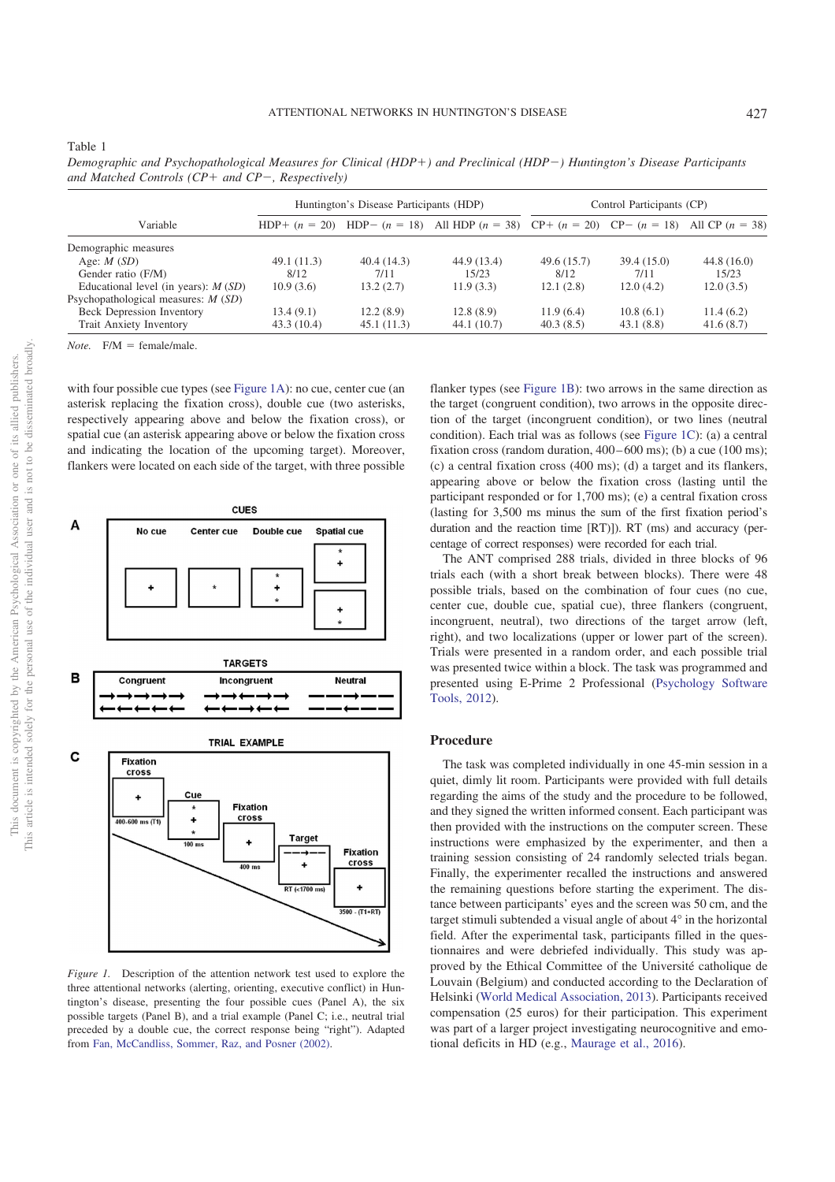Table 1

*Demographic and Psychopathological Measures for Clinical (HDP+) and Preclinical (HDP−) Huntington's Disease Participants and Matched Controls (CP+ and CP−, Respectively)*

| Variable | Huntington's Disease Participants (HDP) | | | Control Participants (CP) | | |
|---|---|---|---|---|---|---|
| | HDP+ (*n* = 20) | HDP− (*n* = 18) | All HDP (*n* = 38) | CP+ (*n* = 20) | CP− (*n* = 18) | All CP (*n* = 38) |
| Demographic measures | | | | | | |
| Age: *M* (*SD*) | 49.1 (11.3) | 40.4 (14.3) | 44.9 (13.4) | 49.6 (15.7) | 39.4 (15.0) | 44.8 (16.0) |
| Gender ratio (F/M) | 8/12 | 7/11 | 15/23 | 8/12 | 7/11 | 15/23 |
| Educational level (in years): *M* (*SD*) | 10.9 (3.6) | 13.2 (2.7) | 11.9 (3.3) | 12.1 (2.8) | 12.0 (4.2) | 12.0 (3.5) |
| Psychopathological measures: *M* (*SD*) | | | | | | |
| Beck Depression Inventory | 13.4 (9.1) | 12.2 (8.9) | 12.8 (8.9) | 11.9 (6.4) | 10.8 (6.1) | 11.4 (6.2) |
| Trait Anxiety Inventory | 43.3 (10.4) | 45.1 (11.3) | 44.1 (10.7) | 40.3 (8.5) | 43.1 (8.8) | 41.6 (8.7) |

*Note.* F/M = female/male.

with four possible cue types (see Figure 1A): no cue, center cue (an asterisk replacing the fixation cross), double cue (two asterisks, respectively appearing above and below the fixation cross), or spatial cue (an asterisk appearing above or below the fixation cross and indicating the location of the upcoming target). Moreover, flankers were located on each side of the target, with three possible flanker types (see Figure 1B): two arrows in the same direction as the target (congruent condition), two arrows in the opposite direction of the target (incongruent condition), or two lines (neutral condition). Each trial was as follows (see Figure 1C): (a) a central fixation cross (random duration, 400–600 ms); (b) a cue (100 ms); (c) a central fixation cross (400 ms); (d) a target and its flankers, appearing above or below the fixation cross (lasting until the participant responded or for 1,700 ms); (e) a central fixation cross (lasting for 3,500 ms minus the sum of the first fixation period's duration and the reaction time [RT]). RT (ms) and accuracy (percentage of correct responses) were recorded for each trial.

*Figure 1.* Description of the attention network test used to explore the three attentional networks (alerting, orienting, executive conflict) in Huntington's disease, presenting the four possible cues (Panel A), the six possible targets (Panel B), and a trial example (Panel C; i.e., neutral trial preceded by a double cue, the correct response being "right"). Adapted from Fan, McCandliss, Sommer, Raz, and Posner (2002).

The ANT comprised 288 trials, divided in three blocks of 96 trials each (with a short break between blocks). There were 48 possible trials, based on the combination of four cues (no cue, center cue, double cue, spatial cue), three flankers (congruent, incongruent, neutral), two directions of the target arrow (left, right), and two localizations (upper or lower part of the screen). Trials were presented in a random order, and each possible trial was presented twice within a block. The task was programmed and presented using E-Prime 2 Professional (Psychology Software Tools, 2012).

## Procedure

The task was completed individually in one 45-min session in a quiet, dimly lit room. Participants were provided with full details regarding the aims of the study and the procedure to be followed, and they signed the written informed consent. Each participant was then provided with the instructions on the computer screen. These instructions were emphasized by the experimenter, and then a training session consisting of 24 randomly selected trials began. Finally, the experimenter recalled the instructions and answered the remaining questions before starting the experiment. The distance between participants' eyes and the screen was 50 cm, and the target stimuli subtended a visual angle of about 4° in the horizontal field. After the experimental task, participants filled in the questionnaires and were debriefed individually. This study was approved by the Ethical Committee of the Université catholique de Louvain (Belgium) and conducted according to the Declaration of Helsinki (World Medical Association, 2013). Participants received compensation (25 euros) for their participation. This experiment was part of a larger project investigating neurocognitive and emotional deficits in HD (e.g., Maurage et al., 2016).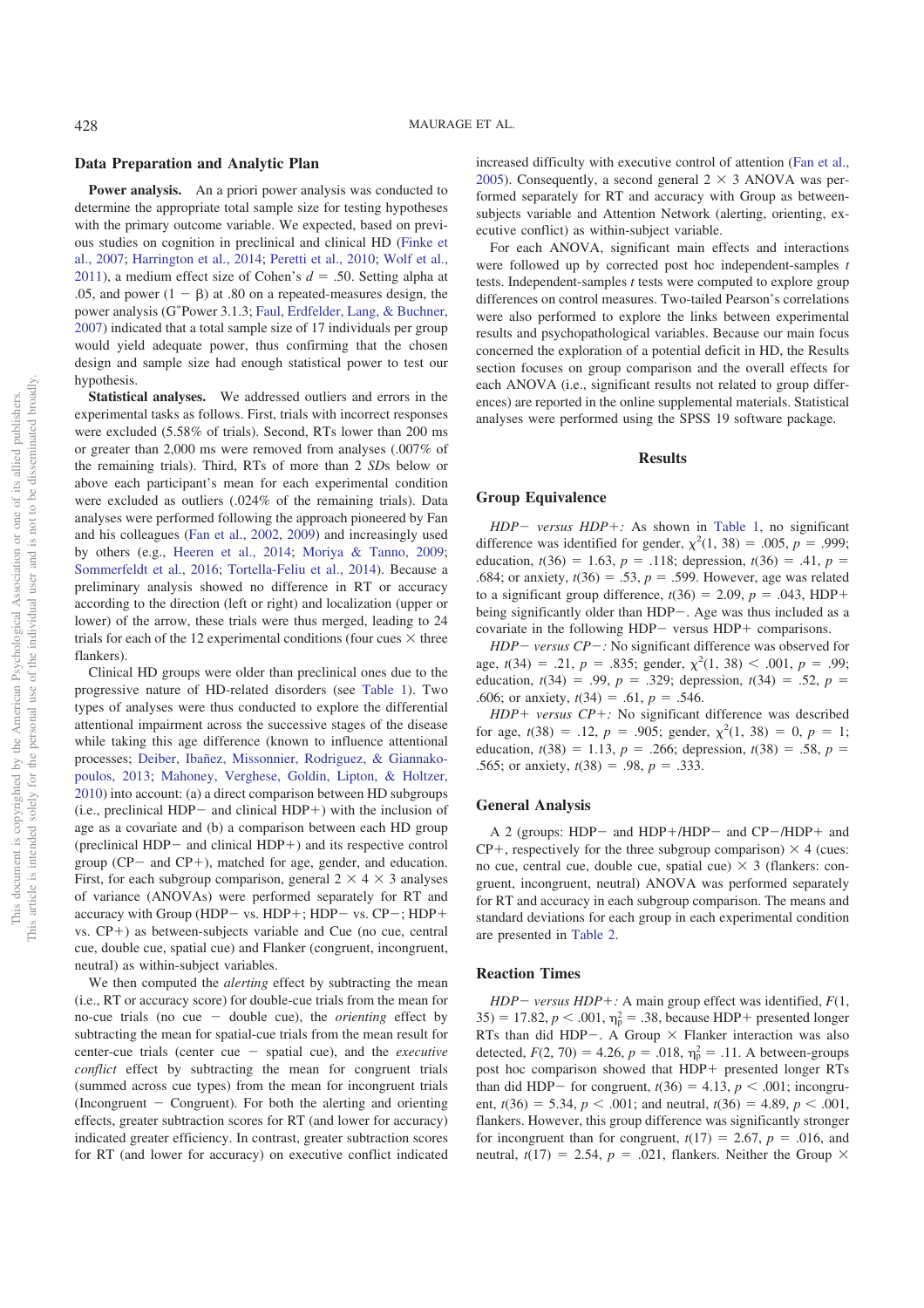## Data Preparation and Analytic Plan

**Power analysis.** An a priori power analysis was conducted to determine the appropriate total sample size for testing hypotheses with the primary outcome variable. We expected, based on previous studies on cognition in preclinical and clinical HD (Finke et al., 2007; Harrington et al., 2014; Peretti et al., 2010; Wolf et al., 2011), a medium effect size of Cohen's $d = .50$. Setting alpha at .05, and power $(1 - \beta)$ at .80 on a repeated-measures design, the power analysis (G*Power 3.1.3; Faul, Erdfelder, Lang, & Buchner, 2007) indicated that a total sample size of 17 individuals per group would yield adequate power, thus confirming that the chosen design and sample size had enough statistical power to test our hypothesis.

**Statistical analyses.** We addressed outliers and errors in the experimental tasks as follows. First, trials with incorrect responses were excluded (5.58% of trials). Second, RTs lower than 200 ms or greater than 2,000 ms were removed from analyses (.007% of the remaining trials). Third, RTs of more than 2 *SD*s below or above each participant's mean for each experimental condition were excluded as outliers (.024% of the remaining trials). Data analyses were performed following the approach pioneered by Fan and his colleagues (Fan et al., 2002, 2009) and increasingly used by others (e.g., Heeren et al., 2014; Moriya & Tanno, 2009; Sommerfeldt et al., 2016; Tortella-Feliu et al., 2014). Because a preliminary analysis showed no difference in RT or accuracy according to the direction (left or right) and localization (upper or lower) of the arrow, these trials were thus merged, leading to 24 trials for each of the 12 experimental conditions (four cues × three flankers).

Clinical HD groups were older than preclinical ones due to the progressive nature of HD-related disorders (see Table 1). Two types of analyses were thus conducted to explore the differential attentional impairment across the successive stages of the disease while taking this age difference (known to influence attentional processes; Deiber, Ibañez, Missonnier, Rodriguez, & Giannakopoulos, 2013; Mahoney, Verghese, Goldin, Lipton, & Holtzer, 2010) into account: (a) a direct comparison between HD subgroups (i.e., preclinical HD− and clinical HD+) with the inclusion of age as a covariate and (b) a comparison between each HD group (preclinical HD− and clinical HD+) and its respective control group (CP− and CP+), matched for age, gender, and education. First, for each subgroup comparison, general 2 × 4 × 3 analyses of variance (ANOVAs) were performed separately for RT and accuracy with Group (HD− vs. HD+; HD− vs. CP−; HD+ vs. CP+) as between-subjects variable and Cue (no cue, central cue, double cue, spatial cue) and Flanker (congruent, incongruent, neutral) as within-subject variables.

We then computed the *alerting* effect by subtracting the mean (i.e., RT or accuracy score) for double-cue trials from the mean for no-cue trials (no cue − double cue), the *orienting* effect by subtracting the mean for spatial-cue trials from the mean result for center-cue trials (center cue − spatial cue), and the *executive conflict* effect by subtracting the mean for congruent trials (summed across cue types) from the mean for incongruent trials (Incongruent − Congruent). For both the alerting and orienting effects, greater subtraction scores for RT (and lower for accuracy) indicated greater efficiency. In contrast, greater subtraction scores for RT (and lower for accuracy) on executive conflict indicated increased difficulty with executive control of attention (Fan et al., 2005). Consequently, a second general 2 × 3 ANOVA was performed separately for RT and accuracy with Group as between-subjects variable and Attention Network (alerting, orienting, executive conflict) as within-subject variable.

For each ANOVA, significant main effects and interactions were followed up by corrected post hoc independent-samples *t* tests. Independent-samples *t* tests were computed to explore group differences on control measures. Two-tailed Pearson's correlations were also performed to explore the links between experimental results and psychopathological variables. Because our main focus concerned the exploration of a potential deficit in HD, the Results section focuses on group comparison and the overall effects for each ANOVA (i.e., significant results not related to group differences) are reported in the online supplemental materials. Statistical analyses were performed using the SPSS 19 software package.

# Results

## Group Equivalence

*HD− versus HD+:* As shown in Table 1, no significant difference was identified for gender, $\chi^2(1, 38) = .005$, $p = .999$; education, $t(36) = 1.63$, $p = .118$; depression, $t(36) = .41$, $p = .684$; or anxiety, $t(36) = .53$, $p = .599$. However, age was related to a significant group difference, $t(36) = 2.09$, $p = .043$, HD+ being significantly older than HD−. Age was thus included as a covariate in the following HD− versus HD+ comparisons.

*HD− versus CP−:* No significant difference was observed for age, $t(34) = .21$, $p = .835$; gender, $\chi^2(1, 38) < .001$, $p = .99$; education, $t(34) = .99$, $p = .329$; depression, $t(34) = .52$, $p = .606$; or anxiety, $t(34) = .61$, $p = .546$.

*HD+ versus CP+:* No significant difference was described for age, $t(38) = .12$, $p = .905$; gender, $\chi^2(1, 38) = 0$, $p = 1$; education, $t(38) = 1.13$, $p = .266$; depression, $t(38) = .58$, $p = .565$; or anxiety, $t(38) = .98$, $p = .333$.

## General Analysis

A 2 (groups: HD− and HD+/HD− and CP−/HD+ and CP+, respectively for the three subgroup comparison) × 4 (cues: no cue, central cue, double cue, spatial cue) × 3 (flankers: congruent, incongruent, neutral) ANOVA was performed separately for RT and accuracy in each subgroup comparison. The means and standard deviations for each group in each experimental condition are presented in Table 2.

## Reaction Times

*HD− versus HD+:* A main group effect was identified, $F(1, 35) = 17.82$, $p < .001$, $\eta_p^2 = .38$, because HD+ presented longer RTs than did HD−. A Group × Flanker interaction was also detected, $F(2, 70) = 4.26$, $p = .018$, $\eta_p^2 = .11$. A between-groups post hoc comparison showed that HD+ presented longer RTs than did HD− for congruent, $t(36) = 4.13$, $p < .001$; incongruent, $t(36) = 5.34$, $p < .001$; and neutral, $t(36) = 4.89$, $p < .001$, flankers. However, this group difference was significantly stronger for incongruent than for congruent, $t(17) = 2.67$, $p = .016$, and neutral, $t(17) = 2.54$, $p = .021$, flankers. Neither the Group ×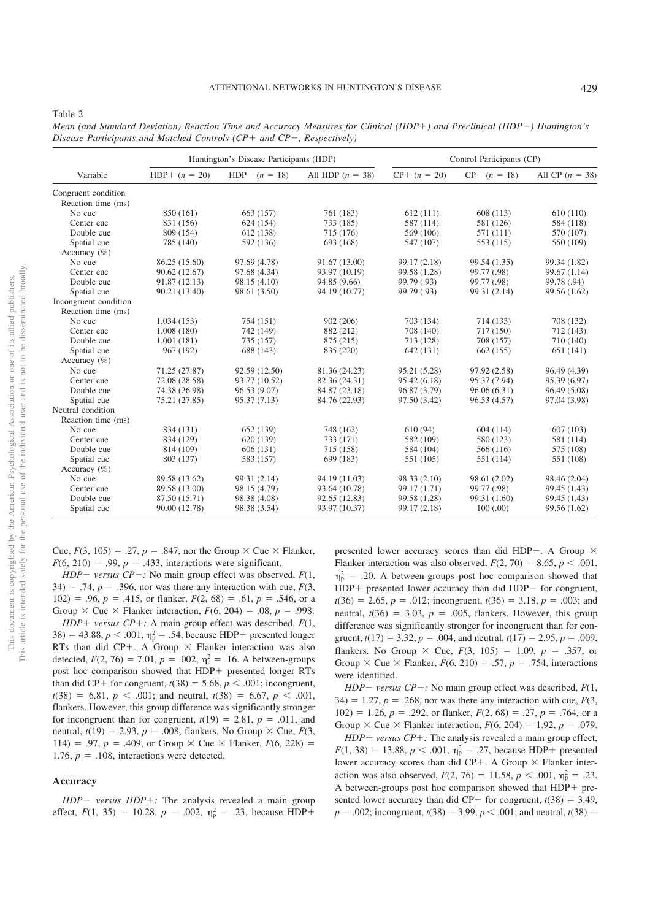Table 2

*Mean (and Standard Deviation) Reaction Time and Accuracy Measures for Clinical (HDP+) and Preclinical (HDP−) Huntington's Disease Participants and Matched Controls (CP+ and CP−, Respectively)*

| Variable | Huntington's Disease Participants (HDP) | | | Control Participants (CP) | | |
|---|---|---|---|---|---|---|
| | HDP+ ($n$ = 20) | HDP− ($n$ = 18) | All HDP ($n$ = 38) | CP+ ($n$ = 20) | CP− ($n$ = 18) | All CP ($n$ = 38) |
| Congruent condition | | | | | | |
| Reaction time (ms) | | | | | | |
| No cue | 850 (161) | 663 (157) | 761 (183) | 612 (111) | 608 (113) | 610 (110) |
| Center cue | 831 (156) | 624 (154) | 733 (185) | 587 (114) | 581 (126) | 584 (118) |
| Double cue | 809 (154) | 612 (138) | 715 (176) | 569 (106) | 571 (111) | 570 (107) |
| Spatial cue | 785 (140) | 592 (136) | 693 (168) | 547 (107) | 553 (115) | 550 (109) |
| Accuracy (%) | | | | | | |
| No cue | 86.25 (15.60) | 97.69 (4.78) | 91.67 (13.00) | 99.17 (2.18) | 99.54 (1.35) | 99.34 (1.82) |
| Center cue | 90.62 (12.67) | 97.68 (4.34) | 93.97 (10.19) | 99.58 (1.28) | 99.77 (.98) | 99.67 (1.14) |
| Double cue | 91.87 (12.13) | 98.15 (4.10) | 94.85 (9.66) | 99.79 (.93) | 99.77 (.98) | 99.78 (.94) |
| Spatial cue | 90.21 (13.40) | 98.61 (3.50) | 94.19 (10.77) | 99.79 (.93) | 99.31 (2.14) | 99.56 (1.62) |
| Incongruent condition | | | | | | |
| Reaction time (ms) | | | | | | |
| No cue | 1,034 (153) | 754 (151) | 902 (206) | 703 (134) | 714 (133) | 708 (132) |
| Center cue | 1,008 (180) | 742 (149) | 882 (212) | 708 (140) | 717 (150) | 712 (143) |
| Double cue | 1,001 (181) | 735 (157) | 875 (215) | 713 (128) | 708 (157) | 710 (140) |
| Spatial cue | 967 (192) | 688 (143) | 835 (220) | 642 (131) | 662 (155) | 651 (141) |
| Accuracy (%) | | | | | | |
| No cue | 71.25 (27.87) | 92.59 (12.50) | 81.36 (24.23) | 95.21 (5.28) | 97.92 (2.58) | 96.49 (4.39) |
| Center cue | 72.08 (28.58) | 93.77 (10.52) | 82.36 (24.31) | 95.42 (6.18) | 95.37 (7.94) | 95.39 (6.97) |
| Double cue | 74.38 (26.98) | 96.53 (9.07) | 84.87 (23.18) | 96.87 (3.79) | 96.06 (6.31) | 96.49 (5.08) |
| Spatial cue | 75.21 (27.85) | 95.37 (7.13) | 84.76 (22.93) | 97.50 (3.42) | 96.53 (4.57) | 97.04 (3.98) |
| Neutral condition | | | | | | |
| Reaction time (ms) | | | | | | |
| No cue | 834 (131) | 652 (139) | 748 (162) | 610 (94) | 604 (114) | 607 (103) |
| Center cue | 834 (129) | 620 (139) | 733 (171) | 582 (109) | 580 (123) | 581 (114) |
| Double cue | 814 (109) | 606 (131) | 715 (158) | 584 (104) | 566 (116) | 575 (108) |
| Spatial cue | 803 (137) | 583 (157) | 699 (183) | 551 (105) | 551 (114) | 551 (108) |
| Accuracy (%) | | | | | | |
| No cue | 89.58 (13.62) | 99.31 (2.14) | 94.19 (11.03) | 98.33 (2.10) | 98.61 (2.02) | 98.46 (2.04) |
| Center cue | 89.58 (13.00) | 98.15 (4.79) | 93.64 (10.78) | 99.17 (1.71) | 99.77 (.98) | 99.45 (1.43) |
| Double cue | 87.50 (15.71) | 98.38 (4.08) | 92.65 (12.83) | 99.58 (1.28) | 99.31 (1.60) | 99.45 (1.43) |
| Spatial cue | 90.00 (12.78) | 98.38 (3.54) | 93.97 (10.37) | 99.17 (2.18) | 100 (.00) | 99.56 (1.62) |

Cue, $F(3, 105) = .27$, $p = .847$, nor the Group × Cue × Flanker, $F(6, 210) = .99$, $p = .433$, interactions were significant.

*HDP− versus CP−:* No main group effect was observed, $F(1, 34) = .74$, $p = .396$, nor was there any interaction with cue, $F(3, 102) = .96$, $p = .415$, or flanker, $F(2, 68) = .61$, $p = .546$, or a Group × Cue × Flanker interaction, $F(6, 204) = .08$, $p = .998$.

*HDP+ versus CP+:* A main group effect was described, $F(1, 38) = 43.88$, $p < .001$, $\eta_p^2 = .54$, because HDP+ presented longer RTs than did CP+. A Group × Flanker interaction was also detected, $F(2, 76) = 7.01$, $p = .002$, $\eta_p^2 = .16$. A between-groups post hoc comparison showed that HDP+ presented longer RTs than did CP+ for congruent, $t(38) = 5.68$, $p < .001$; incongruent, $t(38) = 6.81$, $p < .001$; and neutral, $t(38) = 6.67$, $p < .001$, flankers. However, this group difference was significantly stronger for incongruent than for congruent, $t(19) = 2.81$, $p = .011$, and neutral, $t(19) = 2.93$, $p = .008$, flankers. No Group × Cue, $F(3, 114) = .97$, $p = .409$, or Group × Cue × Flanker, $F(6, 228) = 1.76$, $p = .108$, interactions were detected.

### Accuracy

*HDP− versus HDP+:* The analysis revealed a main group effect, $F(1, 35) = 10.28$, $p = .002$, $\eta_p^2 = .23$, because HDP+ presented lower accuracy scores than did HDP−. A Group × Flanker interaction was also observed, $F(2, 70) = 8.65$, $p < .001$, $\eta_p^2 = .20$. A between-groups post hoc comparison showed that HDP+ presented lower accuracy than did HDP− for congruent, $t(36) = 2.65$, $p = .012$; incongruent, $t(36) = 3.18$, $p = .003$; and neutral, $t(36) = 3.03$, $p = .005$, flankers. However, this group difference was significantly stronger for incongruent than for congruent, $t(17) = 3.32$, $p = .004$, and neutral, $t(17) = 2.95$, $p = .009$, flankers. No Group × Cue, $F(3, 105) = 1.09$, $p = .357$, or Group × Cue × Flanker, $F(6, 210) = .57$, $p = .754$, interactions were identified.

*HDP− versus CP−:* No main group effect was described, $F(1, 34) = 1.27$, $p = .268$, nor was there any interaction with cue, $F(3, 102) = 1.26$, $p = .292$, or flanker, $F(2, 68) = .27$, $p = .764$, or a Group × Cue × Flanker interaction, $F(6, 204) = 1.92$, $p = .079$.

*HDP+ versus CP+:* The analysis revealed a main group effect, $F(1, 38) = 13.88$, $p < .001$, $\eta_p^2 = .27$, because HDP+ presented lower accuracy scores than did CP+. A Group × Flanker interaction was also described, $F(2, 76) = 11.58$, $p < .001$, $\eta_p^2 = .23$. A between-groups post hoc comparison showed that HDP+ presented lower accuracy than did CP+ for congruent, $t(38) = 3.49$, $p = .002$; incongruent, $t(38) = 3.99$, $p < .001$; and neutral, $t(38) =$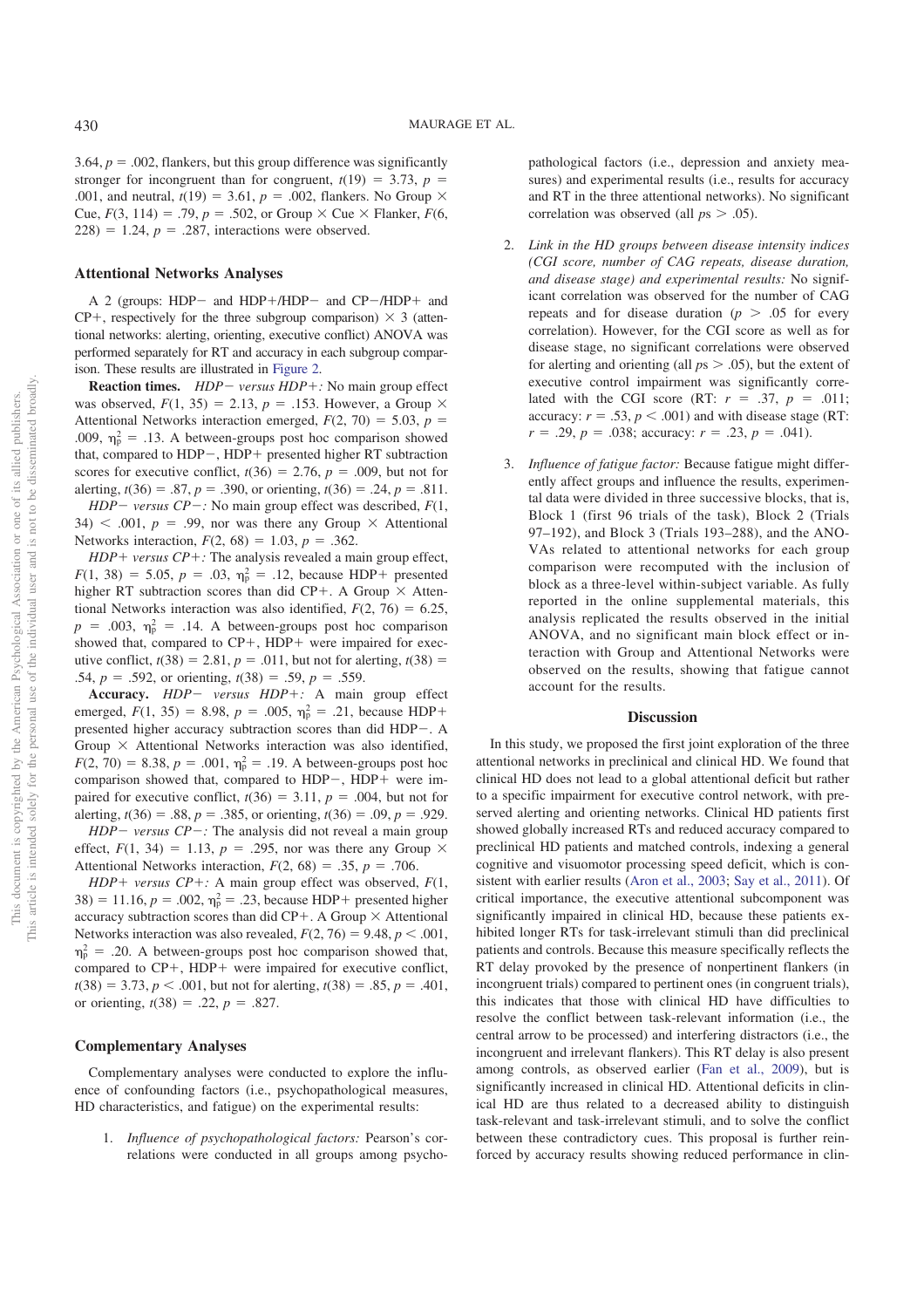3.64, $p = .002$, flankers, but this group difference was significantly stronger for incongruent than for congruent, $t(19) = 3.73$, $p = .001$, and neutral, $t(19) = 3.61$, $p = .002$, flankers. No Group × Cue, $F(3, 114) = .79$, $p = .502$, or Group × Cue × Flanker, $F(6, 228) = 1.24$, $p = .287$, interactions were observed.

### Attentional Networks Analyses

A 2 (groups: HDP− and HDP+/HDP− and CP−/HDP+ and CP+, respectively for the three subgroup comparison) × 3 (attentional networks: alerting, orienting, executive conflict) ANOVA was performed separately for RT and accuracy in each subgroup comparison. These results are illustrated in Figure 2.

**Reaction times.** *HDP− versus HDP+:* No main group effect was observed, $F(1, 35) = 2.13$, $p = .153$. However, a Group × Attentional Networks interaction emerged, $F(2, 70) = 5.03$, $p = .009$, $\eta_p^2 = .13$. A between-groups post hoc comparison showed that, compared to HDP−, HDP+ presented higher RT subtraction scores for executive conflict, $t(36) = 2.76$, $p = .009$, but not for alerting, $t(36) = .87$, $p = .390$, or orienting, $t(36) = .24$, $p = .811$.

*HDP− versus CP−:* No main group effect was described, $F(1, 34) < .001$, $p = .99$, nor was there any Group × Attentional Networks interaction, $F(2, 68) = 1.03$, $p = .362$.

*HDP+ versus CP+:* The analysis revealed a main group effect, $F(1, 38) = 5.05$, $p = .03$, $\eta_p^2 = .12$, because HDP+ presented higher RT subtraction scores than did CP+. A Group × Attentional Networks interaction was also identified, $F(2, 76) = 6.25$, $p = .003$, $\eta_p^2 = .14$. A between-groups post hoc comparison showed that, compared to CP+, HDP+ were impaired for executive conflict, $t(38) = 2.81$, $p = .011$, but not for alerting, $t(38) = .54$, $p = .592$, or orienting, $t(38) = .59$, $p = .559$.

**Accuracy.** *HDP− versus HDP+:* A main group effect emerged, $F(1, 35) = 8.98$, $p = .005$, $\eta_p^2 = .21$, because HDP+ presented higher accuracy subtraction scores than did HDP−. A Group × Attentional Networks interaction was also identified, $F(2, 70) = 8.38$, $p = .001$, $\eta_p^2 = .19$. A between-groups post hoc comparison showed that, compared to HDP−, HDP+ were impaired for executive conflict, $t(36) = 3.11$, $p = .004$, but not for alerting, $t(36) = .88$, $p = .385$, or orienting, $t(36) = .09$, $p = .929$.

*HDP− versus CP−:* The analysis did not reveal a main group effect, $F(1, 34) = 1.13$, $p = .295$, nor was there any Group × Attentional Networks interaction, $F(2, 68) = .35$, $p = .706$.

*HDP+ versus CP+:* A main group effect was observed, $F(1, 38) = 11.16$, $p = .002$, $\eta_p^2 = .23$, because HDP+ presented higher accuracy subtraction scores than did CP+. A Group × Attentional Networks interaction was also revealed, $F(2, 76) = 9.48$, $p < .001$, $\eta_p^2 = .20$. A between-groups post hoc comparison showed that, compared to CP+, HDP+ were impaired for executive conflict, $t(38) = 3.73$, $p < .001$, but not for alerting, $t(38) = .85$, $p = .401$, or orienting, $t(38) = .22$, $p = .827$.

### Complementary Analyses

Complementary analyses were conducted to explore the influence of confounding factors (i.e., psychopathological measures, HD characteristics, and fatigue) on the experimental results:

1. *Influence of psychopathological factors:* Pearson's correlations were conducted in all groups among psychopathological factors (i.e., depression and anxiety measures) and experimental results (i.e., results for accuracy and RT in the three attentional networks). No significant correlation was observed (all $ps > .05$).

2. *Link in the HD groups between disease intensity indices (CGI score, number of CAG repeats, disease duration, and disease stage) and experimental results:* No significant correlation was observed for the number of CAG repeats and for disease duration ($p > .05$ for every correlation). However, for the CGI score as well as for disease stage, no significant correlations were observed for alerting and orienting (all $ps > .05$), but the extent of executive control impairment was significantly correlated with the CGI score (RT: $r = .37$, $p = .011$; accuracy: $r = .53$, $p < .001$) and with disease stage (RT: $r = .29$, $p = .038$; accuracy: $r = .23$, $p = .041$).

3. *Influence of fatigue factor:* Because fatigue might differently affect groups and influence the results, experimental data were divided in three successive blocks, that is, Block 1 (first 96 trials of the task), Block 2 (Trials 97–192), and Block 3 (Trials 193–288), and the ANOVAs related to attentional networks for each group comparison were recomputed with the inclusion of block as a three-level within-subject variable. As fully reported in the online supplemental materials, this analysis replicated the results observed in the initial ANOVA, and no significant main block effect or interaction with Group and Attentional Networks were observed on the results, showing that fatigue cannot account for the results.

## Discussion

In this study, we proposed the first joint exploration of the three attentional networks in preclinical and clinical HD. We found that clinical HD does not lead to a global attentional deficit but rather to a specific impairment for executive control network, with preserved alerting and orienting networks. Clinical HD patients first showed globally increased RTs and reduced accuracy compared to preclinical HD patients and matched controls, indexing a general cognitive and visuomotor processing speed deficit, which is consistent with earlier results (Aron et al., 2003; Say et al., 2011). Of critical importance, the executive attentional subcomponent was significantly impaired in clinical HD, because these patients exhibited longer RTs for task-irrelevant stimuli than did preclinical patients and controls. Because this measure specifically reflects the RT delay provoked by the presence of nonpertinent flankers (in incongruent trials) compared to pertinent ones (in congruent trials), this indicates that those with clinical HD have difficulties to resolve the conflict between task-relevant information (i.e., the central arrow to be processed) and interfering distractors (i.e., the incongruent and irrelevant flankers). This RT delay is also present among controls, as observed earlier (Fan et al., 2009), but is significantly increased in clinical HD. Attentional deficits in clinical HD are thus related to a decreased ability to distinguish task-relevant and task-irrelevant stimuli, and to solve the conflict between these contradictory cues. This proposal is further reinforced by accuracy results showing reduced performance in clin-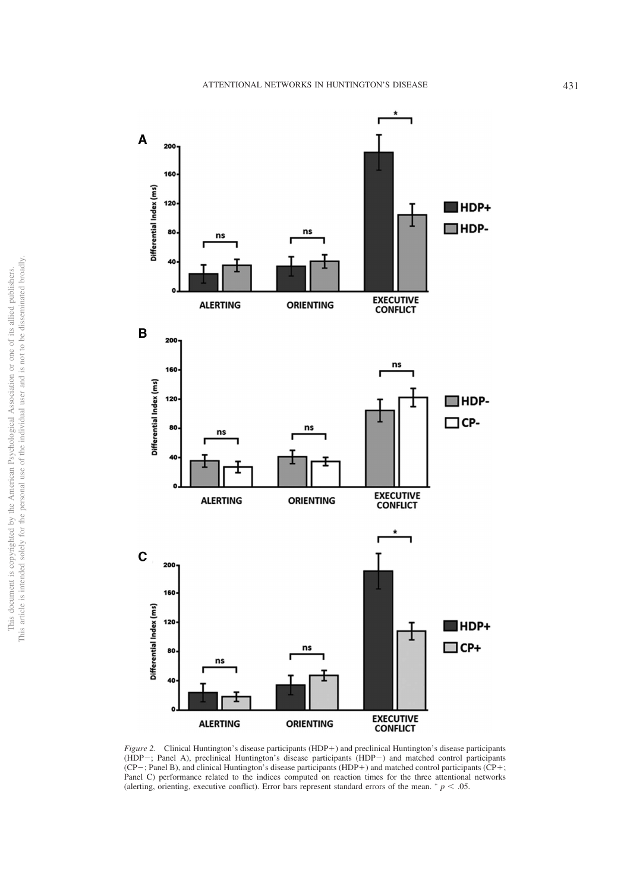*Figure 2.* Clinical Huntington's disease participants (HDP+) and preclinical Huntington's disease participants (HDP−; Panel A), preclinical Huntington's disease participants (HDP−) and matched control participants (CP−; Panel B), and clinical Huntington's disease participants (HDP+) and matched control participants (CP+; Panel C) performance related to the indices computed on reaction times for the three attentional networks (alerting, orienting, executive conflict). Error bars represent standard errors of the mean. * $p < .05$.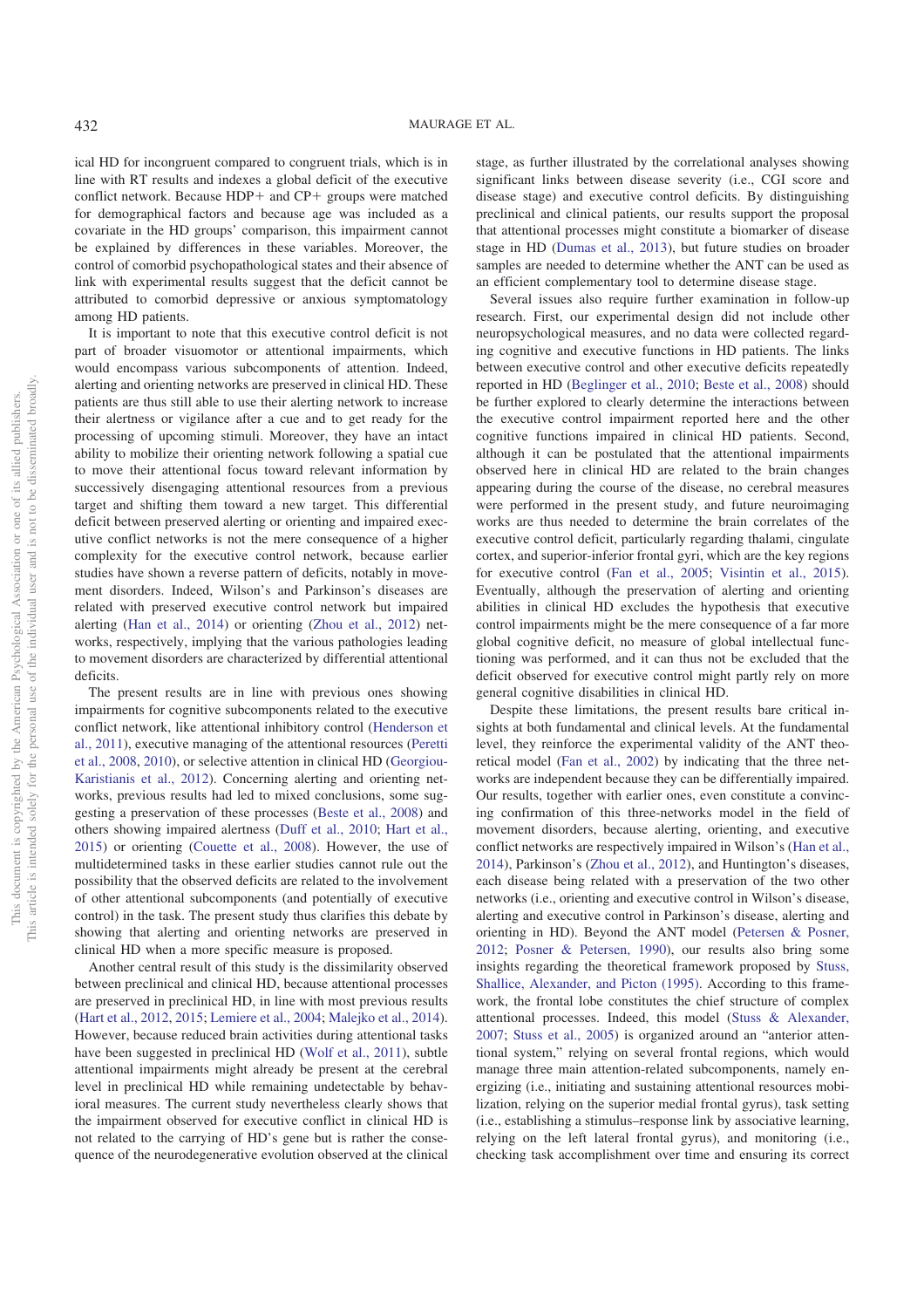ical HD for incongruent compared to congruent trials, which is in line with RT results and indexes a global deficit of the executive conflict network. Because HDP+ and CP+ groups were matched for demographical factors and because age was included as a covariate in the HD groups' comparison, this impairment cannot be explained by differences in these variables. Moreover, the control of comorbid psychopathological states and their absence of link with experimental results suggest that the deficit cannot be attributed to comorbid depressive or anxious symptomatology among HD patients.

It is important to note that this executive control deficit is not part of broader visuomotor or attentional impairments, which would encompass various subcomponents of attention. Indeed, alerting and orienting networks are preserved in clinical HD. These patients are thus still able to use their alerting network to increase their alertness or vigilance after a cue and to get ready for the processing of upcoming stimuli. Moreover, they have an intact ability to mobilize their orienting network following a spatial cue to move their attentional focus toward relevant information by successively disengaging attentional resources from a previous target and shifting them toward a new target. This differential deficit between preserved alerting or orienting and impaired executive conflict networks is not the mere consequence of a higher complexity for the executive control network, because earlier studies have shown a reverse pattern of deficits, notably in movement disorders. Indeed, Wilson's and Parkinson's diseases are related with preserved executive control network but impaired alerting (Han et al., 2014) or orienting (Zhou et al., 2012) networks, respectively, implying that the various pathologies leading to movement disorders are characterized by differential attentional deficits.

The present results are in line with previous ones showing impairments for cognitive subcomponents related to the executive conflict network, like attentional inhibitory control (Henderson et al., 2011), executive managing of the attentional resources (Peretti et al., 2008, 2010), or selective attention in clinical HD (Georgiou-Karistianis et al., 2012). Concerning alerting and orienting networks, previous results had led to mixed conclusions, some suggesting a preservation of these processes (Beste et al., 2008) and others showing impaired alertness (Duff et al., 2010; Hart et al., 2015) or orienting (Couette et al., 2008). However, the use of multidetermined tasks in these earlier studies cannot rule out the possibility that the observed deficits are related to the involvement of other attentional subcomponents (and potentially of executive control) in the task. The present study thus clarifies this debate by showing that alerting and orienting networks are preserved in clinical HD when a more specific measure is proposed.

Another central result of this study is the dissimilarity observed between preclinical and clinical HD, because attentional processes are preserved in preclinical HD, in line with most previous results (Hart et al., 2012, 2015; Lemiere et al., 2004; Malejko et al., 2014). However, because reduced brain activities during attentional tasks have been suggested in preclinical HD (Wolf et al., 2011), subtle attentional impairments might already be present at the cerebral level in preclinical HD while remaining undetectable by behavioral measures. The current study nevertheless clearly shows that the impairment observed for executive conflict in clinical HD is not related to the carrying of HD's gene but is rather the consequence of the neurodegenerative evolution observed at the clinical stage, as further illustrated by the correlational analyses showing significant links between disease severity (i.e., CGI score and disease stage) and executive control deficits. By distinguishing preclinical and clinical patients, our results support the proposal that attentional processes might constitute a biomarker of disease stage in HD (Dumas et al., 2013), but future studies on broader samples are needed to determine whether the ANT can be used as an efficient complementary tool to determine disease stage.

Several issues also require further examination in follow-up research. First, our experimental design did not include other neuropsychological measures, and no data were collected regarding cognitive and executive functions in HD patients. The links between executive control and other executive deficits repeatedly reported in HD (Beglinger et al., 2010; Beste et al., 2008) should be further explored to clearly determine the interactions between the executive control impairment reported here and the other cognitive functions impaired in clinical HD patients. Second, although it can be postulated that the attentional impairments observed here in clinical HD are related to the brain changes appearing during the course of the disease, no cerebral measures were performed in the present study, and future neuroimaging works are thus needed to determine the brain correlates of the executive control deficit, particularly regarding thalami, cingulate cortex, and superior-inferior frontal gyri, which are the key regions for executive control (Fan et al., 2005; Visintin et al., 2015). Eventually, although the preservation of alerting and orienting abilities in clinical HD excludes the hypothesis that executive control impairments might be the mere consequence of a far more global cognitive deficit, no measure of global intellectual functioning was performed, and it can thus not be excluded that the deficit observed for executive control might partly rely on more general cognitive disabilities in clinical HD.

Despite these limitations, the present results bare critical insights at both fundamental and clinical levels. At the fundamental level, they reinforce the experimental validity of the ANT theoretical model (Fan et al., 2002) by indicating that the three networks are independent because they can be differentially impaired. Our results, together with earlier ones, even constitute a convincing confirmation of this three-networks model in the field of movement disorders, because alerting, orienting, and executive conflict networks are respectively impaired in Wilson's (Han et al., 2014), Parkinson's (Zhou et al., 2012), and Huntington's diseases, each disease being related with a preservation of the two other networks (i.e., orienting and executive control in Wilson's disease, alerting and executive control in Parkinson's disease, alerting and orienting in HD). Beyond the ANT model (Petersen & Posner, 2012; Posner & Petersen, 1990), our results also bring some insights regarding the theoretical framework proposed by Stuss, Shallice, Alexander, and Picton (1995). According to this framework, the frontal lobe constitutes the chief structure of complex attentional processes. Indeed, this model (Stuss & Alexander, 2007; Stuss et al., 2005) is organized around an "anterior attentional system," relying on several frontal regions, which would manage three main attention-related subcomponents, namely energizing (i.e., initiating and sustaining attentional resources mobilization, relying on the superior medial frontal gyrus), task setting (i.e., establishing a stimulus–response link by associative learning, relying on the left lateral frontal gyrus), and monitoring (i.e., checking task accomplishment over time and ensuring its correct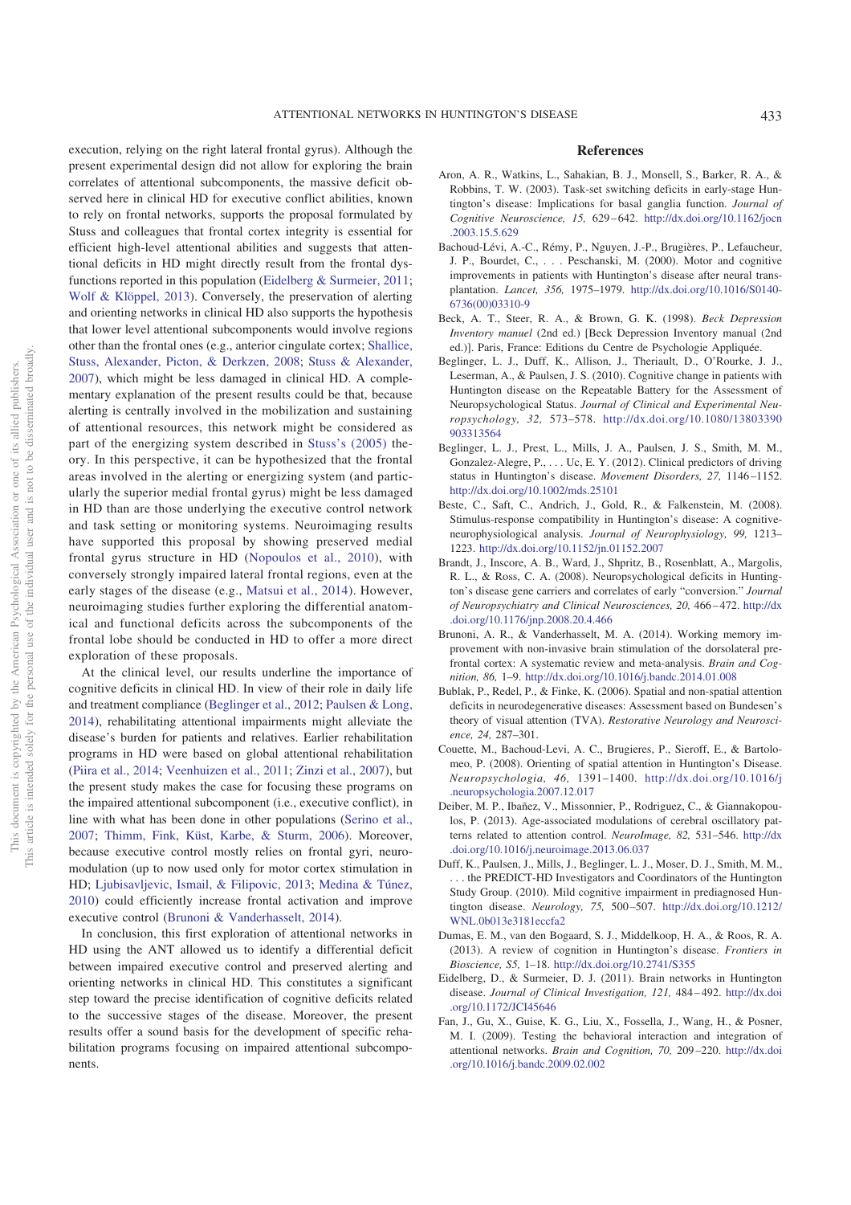execution, relying on the right lateral frontal gyrus). Although the present experimental design did not allow for exploring the brain correlates of attentional subcomponents, the massive deficit observed here in clinical HD for executive conflict abilities, known to rely on frontal networks, supports the proposal formulated by Stuss and colleagues that frontal cortex integrity is essential for efficient high-level attentional abilities and suggests that attentional deficits in HD might directly result from the frontal dysfunctions reported in this population (Eidelberg & Surmeier, 2011; Wolf & Klöppel, 2013). Conversely, the preservation of alerting and orienting networks in clinical HD also supports the hypothesis that lower level attentional subcomponents would involve regions other than the frontal ones (e.g., anterior cingulate cortex; Shallice, Stuss, Alexander, Picton, & Derkzen, 2008; Stuss & Alexander, 2007), which might be less damaged in clinical HD. A complementary explanation of the present results could be that, because alerting is centrally involved in the mobilization and sustaining of attentional resources, this network might be considered as part of the energizing system described in Stuss's (2005) theory. In this perspective, it can be hypothesized that the frontal areas involved in the alerting or energizing system (and particularly the superior medial frontal gyrus) might be less damaged in HD than are those underlying the executive control network and task setting or monitoring systems. Neuroimaging results have supported this proposal by showing preserved medial frontal gyrus structure in HD (Nopoulos et al., 2010), with conversely strongly impaired lateral frontal regions, even at the early stages of the disease (e.g., Matsui et al., 2014). However, neuroimaging studies further exploring the differential anatomical and functional deficits across the subcomponents of the frontal lobe should be conducted in HD to offer a more direct exploration of these proposals.

At the clinical level, our results underline the importance of cognitive deficits in clinical HD. In view of their role in daily life and treatment compliance (Beglinger et al., 2012; Paulsen & Long, 2014), rehabilitating attentional impairments might alleviate the disease's burden for patients and relatives. Earlier rehabilitation programs in HD were based on global attentional rehabilitation (Piira et al., 2014; Veenhuizen et al., 2011; Zinzi et al., 2007), but the present study makes the case for focusing these programs on the impaired attentional subcomponent (i.e., executive conflict), in line with what has been done in other populations (Serino et al., 2007; Thimm, Fink, Küst, Karbe, & Sturm, 2006). Moreover, because executive control mostly relies on frontal gyri, neuromodulation (up to now used only for motor cortex stimulation in HD; Ljubisavljevic, Ismail, & Filipovic, 2013; Medina & Túnez, 2010) could efficiently increase frontal activation and improve executive control (Brunoni & Vanderhasselt, 2014).

In conclusion, this first exploration of attentional networks in HD using the ANT allowed us to identify a differential deficit between impaired executive control and preserved alerting and orienting networks in clinical HD. This constitutes a significant step toward the precise identification of cognitive deficits related to the successive stages of the disease. Moreover, the present results offer a sound basis for the development of specific rehabilitation programs focusing on impaired attentional subcomponents.

## References

Aron, A. R., Watkins, L., Sahakian, B. J., Monsell, S., Barker, R. A., & Robbins, T. W. (2003). Task-set switching deficits in early-stage Huntington's disease: Implications for basal ganglia function. *Journal of Cognitive Neuroscience, 15,* 629–642. http://dx.doi.org/10.1162/jocn.2003.15.5.629

Bachoud-Lévi, A.-C., Rémy, P., Nguyen, J.-P., Brugières, P., Lefaucheur, J. P., Bourdet, C., . . . Peschanski, M. (2000). Motor and cognitive improvements in patients with Huntington's disease after neural transplantation. *Lancet, 356,* 1975–1979. http://dx.doi.org/10.1016/S0140-6736(00)03310-9

Beck, A. T., Steer, R. A., & Brown, G. K. (1998). *Beck Depression Inventory manuel* (2nd ed.) [Beck Depression Inventory manual (2nd ed.)]. Paris, France: Editions du Centre de Psychologie Appliquée.

Beglinger, L. J., Duff, K., Allison, J., Theriault, D., O'Rourke, J. J., Leserman, A., & Paulsen, J. S. (2010). Cognitive change in patients with Huntington disease on the Repeatable Battery for the Assessment of Neuropsychological Status. *Journal of Clinical and Experimental Neuropsychology, 32,* 573–578. http://dx.doi.org/10.1080/13803390903313564

Beglinger, L. J., Prest, L., Mills, J. A., Paulsen, J. S., Smith, M. M., Gonzalez-Alegre, P., . . . Uc, E. Y. (2012). Clinical predictors of driving status in Huntington's disease. *Movement Disorders, 27,* 1146–1152. http://dx.doi.org/10.1002/mds.25101

Beste, C., Saft, C., Andrich, J., Gold, R., & Falkenstein, M. (2008). Stimulus-response compatibility in Huntington's disease: A cognitive-neurophysiological analysis. *Journal of Neurophysiology, 99,* 1213–1223. http://dx.doi.org/10.1152/jn.01152.2007

Brandt, J., Inscore, A. B., Ward, J., Shpritz, B., Rosenblatt, A., Margolis, R. L., & Ross, C. A. (2008). Neuropsychological deficits in Huntington's disease gene carriers and correlates of early "conversion." *Journal of Neuropsychiatry and Clinical Neurosciences, 20,* 466–472. http://dx.doi.org/10.1176/jnp.2008.20.4.466

Brunoni, A. R., & Vanderhasselt, M. A. (2014). Working memory improvement with non-invasive brain stimulation of the dorsolateral prefrontal cortex: A systematic review and meta-analysis. *Brain and Cognition, 86,* 1–9. http://dx.doi.org/10.1016/j.bandc.2014.01.008

Bublak, P., Redel, P., & Finke, K. (2006). Spatial and non-spatial attention deficits in neurodegenerative diseases: Assessment based on Bundesen's theory of visual attention (TVA). *Restorative Neurology and Neuroscience, 24,* 287–301.

Couette, M., Bachoud-Levi, A. C., Brugieres, P., Sieroff, E., & Bartolomeo, P. (2008). Orienting of spatial attention in Huntington's Disease. *Neuropsychologia, 46,* 1391–1400. http://dx.doi.org/10.1016/j.neuropsychologia.2007.12.017

Deiber, M. P., Ibañez, V., Missonnier, P., Rodriguez, C., & Giannakopoulos, P. (2013). Age-associated modulations of cerebral oscillatory patterns related to attention control. *NeuroImage, 82,* 531–546. http://dx.doi.org/10.1016/j.neuroimage.2013.06.037

Duff, K., Paulsen, J., Mills, J., Beglinger, L. J., Moser, D. J., Smith, M. M., . . . the PREDICT-HD Investigators and Coordinators of the Huntington Study Group. (2010). Mild cognitive impairment in prediagnosed Huntington disease. *Neurology, 75,* 500–507. http://dx.doi.org/10.1212/WNL.0b013e3181eccfa2

Dumas, E. M., van den Bogaard, S. J., Middelkoop, H. A., & Roos, R. A. (2013). A review of cognition in Huntington's disease. *Frontiers in Bioscience, S5,* 1–18. http://dx.doi.org/10.2741/S355

Eidelberg, D., & Surmeier, D. J. (2011). Brain networks in Huntington disease. *Journal of Clinical Investigation, 121,* 484–492. http://dx.doi.org/10.1172/JCI45646

Fan, J., Gu, X., Guise, K. G., Liu, X., Fossella, J., Wang, H., & Posner, M. I. (2009). Testing the behavioral interaction and integration of attentional networks. *Brain and Cognition, 70,* 209–220. http://dx.doi.org/10.1016/j.bandc.2009.02.002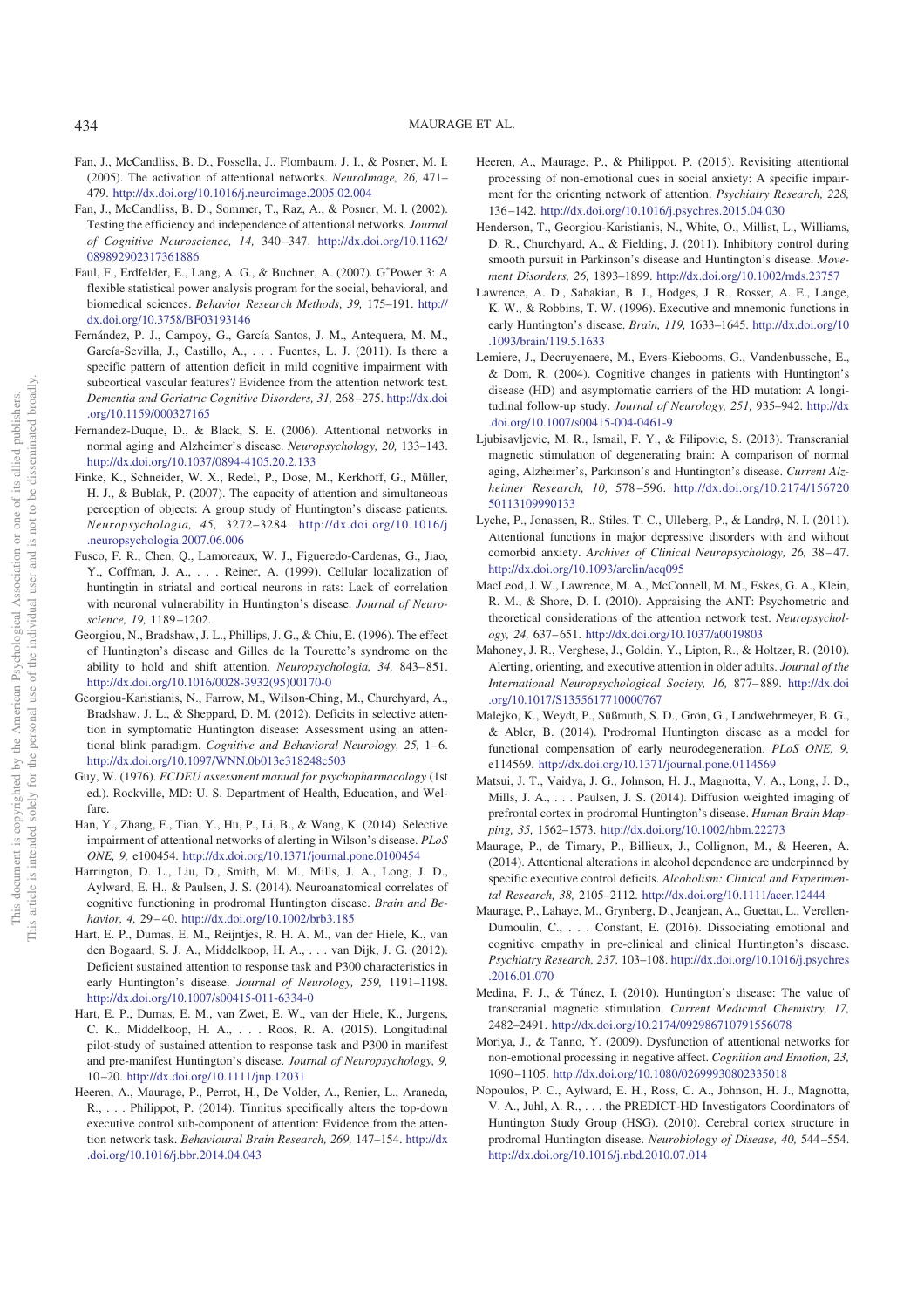Fan, J., McCandliss, B. D., Fossella, J., Flombaum, J. I., & Posner, M. I. (2005). The activation of attentional networks. *NeuroImage, 26,* 471–479. http://dx.doi.org/10.1016/j.neuroimage.2005.02.004

Fan, J., McCandliss, B. D., Sommer, T., Raz, A., & Posner, M. I. (2002). Testing the efficiency and independence of attentional networks. *Journal of Cognitive Neuroscience, 14,* 340–347. http://dx.doi.org/10.1162/089892902317361886

Faul, F., Erdfelder, E., Lang, A. G., & Buchner, A. (2007). G*Power 3: A flexible statistical power analysis program for the social, behavioral, and biomedical sciences. *Behavior Research Methods, 39,* 175–191. http://dx.doi.org/10.3758/BF03193146

Fernández, P. J., Campoy, G., García Santos, J. M., Antequera, M. M., García-Sevilla, J., Castillo, A., . . . Fuentes, L. J. (2011). Is there a specific pattern of attention deficit in mild cognitive impairment with subcortical vascular features? Evidence from the attention network test. *Dementia and Geriatric Cognitive Disorders, 31,* 268–275. http://dx.doi.org/10.1159/000327165

Fernandez-Duque, D., & Black, S. E. (2006). Attentional networks in normal aging and Alzheimer's disease. *Neuropsychology, 20,* 133–143. http://dx.doi.org/10.1037/0894-4105.20.2.133

Finke, K., Schneider, W. X., Redel, P., Dose, M., Kerkhoff, G., Müller, H. J., & Bublak, P. (2007). The capacity of attention and simultaneous perception of objects: A group study of Huntington's disease patients. *Neuropsychologia, 45,* 3272–3284. http://dx.doi.org/10.1016/j.neuropsychologia.2007.06.006

Fusco, F. R., Chen, Q., Lamoreaux, W. J., Figueredo-Cardenas, G., Jiao, Y., Coffman, J. A., . . . Reiner, A. (1999). Cellular localization of huntingtin in striatal and cortical neurons in rats: Lack of correlation with neuronal vulnerability in Huntington's disease. *Journal of Neuroscience, 19,* 1189–1202.

Georgiou, N., Bradshaw, J. L., Phillips, J. G., & Chiu, E. (1996). The effect of Huntington's disease and Gilles de la Tourette's syndrome on the ability to hold and shift attention. *Neuropsychologia, 34,* 843–851. http://dx.doi.org/10.1016/0028-3932(95)00170-0

Georgiou-Karistianis, N., Farrow, M., Wilson-Ching, M., Churchyard, A., Bradshaw, J. L., & Sheppard, D. M. (2012). Deficits in selective attention in symptomatic Huntington disease: Assessment using an attentional blink paradigm. *Cognitive and Behavioral Neurology, 25,* 1–6. http://dx.doi.org/10.1097/WNN.0b013e318248c503

Guy, W. (1976). *ECDEU assessment manual for psychopharmacology* (1st ed.). Rockville, MD: U. S. Department of Health, Education, and Welfare.

Han, Y., Zhang, F., Tian, Y., Hu, P., Li, B., & Wang, K. (2014). Selective impairment of attentional networks of alerting in Wilson's disease. *PLoS ONE, 9,* e100454. http://dx.doi.org/10.1371/journal.pone.0100454

Harrington, D. L., Liu, D., Smith, M. M., Mills, J. A., Long, J. D., Aylward, E. H., & Paulsen, J. S. (2014). Neuroanatomical correlates of cognitive functioning in prodromal Huntington disease. *Brain and Behavior, 4,* 29–40. http://dx.doi.org/10.1002/brb3.185

Hart, E. P., Dumas, E. M., Reijntjes, R. H. A. M., van der Hiele, K., van den Bogaard, S. J. A., Middelkoop, H. A., . . . van Dijk, J. G. (2012). Deficient sustained attention to response task and P300 characteristics in early Huntington's disease. *Journal of Neurology, 259,* 1191–1198. http://dx.doi.org/10.1007/s00415-011-6334-0

Hart, E. P., Dumas, E. M., van Zwet, E. W., van der Hiele, K., Jurgens, C. K., Middelkoop, H. A., . . . Roos, R. A. (2015). Longitudinal pilot-study of sustained attention to response task and P300 in manifest and pre-manifest Huntington's disease. *Journal of Neuropsychology, 9,* 10–20. http://dx.doi.org/10.1111/jnp.12031

Heeren, A., Maurage, P., Perrot, H., De Volder, A., Renier, L., Araneda, R., . . . Philippot, P. (2014). Tinnitus specifically alters the top-down executive control sub-component of attention: Evidence from the attention network task. *Behavioural Brain Research, 269,* 147–154. http://dx.doi.org/10.1016/j.bbr.2014.04.043

Heeren, A., Maurage, P., & Philippot, P. (2015). Revisiting attentional processing of non-emotional cues in social anxiety: A specific impairment for the orienting network of attention. *Psychiatry Research, 228,* 136–142. http://dx.doi.org/10.1016/j.psychres.2015.04.030

Henderson, T., Georgiou-Karistianis, N., White, O., Millist, L., Williams, D. R., Churchyard, A., & Fielding, J. (2011). Inhibitory control during smooth pursuit in Parkinson's disease and Huntington's disease. *Movement Disorders, 26,* 1893–1899. http://dx.doi.org/10.1002/mds.23757

Lawrence, A. D., Sahakian, B. J., Hodges, J. R., Rosser, A. E., Lange, K. W., & Robbins, T. W. (1996). Executive and mnemonic functions in early Huntington's disease. *Brain, 119,* 1633–1645. http://dx.doi.org/10.1093/brain/119.5.1633

Lemiere, J., Decruyenaere, M., Evers-Kiebooms, G., Vandenbussche, E., & Dom, R. (2004). Cognitive changes in patients with Huntington's disease (HD) and asymptomatic carriers of the HD mutation: A longitudinal follow-up study. *Journal of Neurology, 251,* 935–942. http://dx.doi.org/10.1007/s00415-004-0461-9

Ljubisavljevic, M. R., Ismail, F. Y., & Filipovic, S. (2013). Transcranial magnetic stimulation of degenerating brain: A comparison of normal aging, Alzheimer's, Parkinson's and Huntington's disease. *Current Alzheimer Research, 10,* 578–596. http://dx.doi.org/10.2174/15672050113109990133

Lyche, P., Jonassen, R., Stiles, T. C., Ulleberg, P., & Landrø, N. I. (2011). Attentional functions in major depressive disorders with and without comorbid anxiety. *Archives of Clinical Neuropsychology, 26,* 38–47. http://dx.doi.org/10.1093/arclin/acq095

MacLeod, J. W., Lawrence, M. A., McConnell, M. M., Eskes, G. A., Klein, R. M., & Shore, D. I. (2010). Appraising the ANT: Psychometric and theoretical considerations of the attention network test. *Neuropsychology, 24,* 637–651. http://dx.doi.org/10.1037/a0019803

Mahoney, J. R., Verghese, J., Goldin, Y., Lipton, R., & Holtzer, R. (2010). Alerting, orienting, and executive attention in older adults. *Journal of the International Neuropsychological Society, 16,* 877–889. http://dx.doi.org/10.1017/S1355617710000767

Malejko, K., Weydt, P., Süßmuth, S. D., Grön, G., Landwehrmeyer, B. G., & Abler, B. (2014). Prodromal Huntington disease as a model for functional compensation of early neurodegeneration. *PLoS ONE, 9,* e114569. http://dx.doi.org/10.1371/journal.pone.0114569

Matsui, J. T., Vaidya, J. G., Johnson, H. J., Magnotta, V. A., Long, J. D., Mills, J. A., . . . Paulsen, J. S. (2014). Diffusion weighted imaging of prefrontal cortex in prodromal Huntington's disease. *Human Brain Mapping, 35,* 1562–1573. http://dx.doi.org/10.1002/hbm.22273

Maurage, P., de Timary, P., Billieux, J., Collignon, M., & Heeren, A. (2014). Attentional alterations in alcohol dependence are underpinned by specific executive control deficits. *Alcoholism: Clinical and Experimental Research, 38,* 2105–2112. http://dx.doi.org/10.1111/acer.12444

Maurage, P., Lahaye, M., Grynberg, D., Jeanjean, A., Guettat, L., Verellen-Dumoulin, C., . . . Constant, E. (2016). Dissociating emotional and cognitive empathy in pre-clinical and clinical Huntington's disease. *Psychiatry Research, 237,* 103–108. http://dx.doi.org/10.1016/j.psychres.2016.01.070

Medina, F. J., & Túnez, I. (2010). Huntington's disease: The value of transcranial magnetic stimulation. *Current Medicinal Chemistry, 17,* 2482–2491. http://dx.doi.org/10.2174/092986710791556078

Moriya, J., & Tanno, Y. (2009). Dysfunction of attentional networks for non-emotional processing in negative affect. *Cognition and Emotion, 23,* 1090–1105. http://dx.doi.org/10.1080/02699930802335018

Nopoulos, P. C., Aylward, E. H., Ross, C. A., Johnson, H. J., Magnotta, V. A., Juhl, A. R., . . . the PREDICT-HD Investigators Coordinators of Huntington Study Group (HSG). (2010). Cerebral cortex structure in prodromal Huntington disease. *Neurobiology of Disease, 40,* 544–554. http://dx.doi.org/10.1016/j.nbd.2010.07.014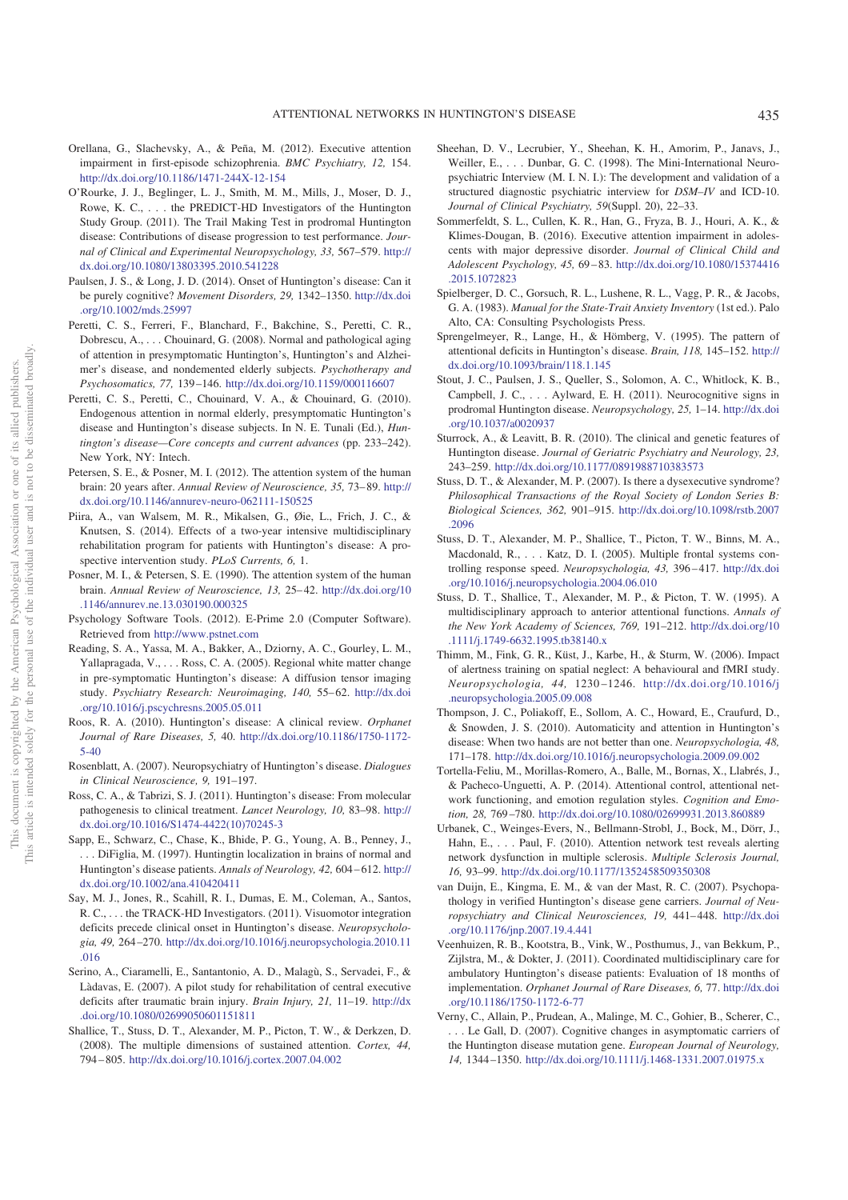Orellana, G., Slachevsky, A., & Peña, M. (2012). Executive attention impairment in first-episode schizophrenia. *BMC Psychiatry, 12,* 154. http://dx.doi.org/10.1186/1471-244X-12-154

O'Rourke, J. J., Beglinger, L. J., Smith, M. M., Mills, J., Moser, D. J., Rowe, K. C., . . . the PREDICT-HD Investigators of the Huntington Study Group. (2011). The Trail Making Test in prodromal Huntington disease: Contributions of disease progression to test performance. *Journal of Clinical and Experimental Neuropsychology, 33,* 567–579. http://dx.doi.org/10.1080/13803395.2010.541228

Paulsen, J. S., & Long, J. D. (2014). Onset of Huntington's disease: Can it be purely cognitive? *Movement Disorders, 29,* 1342–1350. http://dx.doi.org/10.1002/mds.25997

Peretti, C. S., Ferreri, F., Blanchard, F., Bakchine, S., Peretti, C. R., Dobrescu, A., . . . Chouinard, G. (2008). Normal and pathological aging of attention in presymptomatic Huntington's, Huntington's and Alzheimer's disease, and nondemented elderly subjects. *Psychotherapy and Psychosomatics, 77,* 139–146. http://dx.doi.org/10.1159/000116607

Peretti, C. S., Peretti, C., Chouinard, V. A., & Chouinard, G. (2010). Endogenous attention in normal elderly, presymptomatic Huntington's disease and Huntington's disease subjects. In N. E. Tunali (Ed.), *Huntington's disease—Core concepts and current advances* (pp. 233–242). New York, NY: Intech.

Petersen, S. E., & Posner, M. I. (2012). The attention system of the human brain: 20 years after. *Annual Review of Neuroscience, 35,* 73–89. http://dx.doi.org/10.1146/annurev-neuro-062111-150525

Piira, A., van Walsem, M. R., Mikalsen, G., Øie, L., Frich, J. C., & Knutsen, S. (2014). Effects of a two-year intensive multidisciplinary rehabilitation program for patients with Huntington's disease: A prospective intervention study. *PLoS Currents, 6,* 1.

Posner, M. I., & Petersen, S. E. (1990). The attention system of the human brain. *Annual Review of Neuroscience, 13,* 25–42. http://dx.doi.org/10.1146/annurev.ne.13.030190.000325

Psychology Software Tools. (2012). E-Prime 2.0 (Computer Software). Retrieved from http://www.pstnet.com

Reading, S. A., Yassa, M. A., Bakker, A., Dziorny, A. C., Gourley, L. M., Yallapragada, V., . . . Ross, C. A. (2005). Regional white matter change in pre-symptomatic Huntington's disease: A diffusion tensor imaging study. *Psychiatry Research: Neuroimaging, 140,* 55–62. http://dx.doi.org/10.1016/j.pscychresns.2005.05.011

Roos, R. A. (2010). Huntington's disease: A clinical review. *Orphanet Journal of Rare Diseases, 5,* 40. http://dx.doi.org/10.1186/1750-1172-5-40

Rosenblatt, A. (2007). Neuropsychiatry of Huntington's disease. *Dialogues in Clinical Neuroscience, 9,* 191–197.

Ross, C. A., & Tabrizi, S. J. (2011). Huntington's disease: From molecular pathogenesis to clinical treatment. *Lancet Neurology, 10,* 83–98. http://dx.doi.org/10.1016/S1474-4422(10)70245-3

Sapp, E., Schwarz, C., Chase, K., Bhide, P. G., Young, A. B., Penney, J., . . . DiFiglia, M. (1997). Huntingtin localization in brains of normal and Huntington's disease patients. *Annals of Neurology, 42,* 604–612. http://dx.doi.org/10.1002/ana.410420411

Say, M. J., Jones, R., Scahill, R. I., Dumas, E. M., Coleman, A., Santos, R. C., . . . the TRACK-HD Investigators. (2011). Visuomotor integration deficits precede clinical onset in Huntington's disease. *Neuropsychologia, 49,* 264–270. http://dx.doi.org/10.1016/j.neuropsychologia.2010.11.016

Serino, A., Ciaramelli, E., Santantonio, A. D., Malagù, S., Servadei, F., & Làdavas, E. (2007). A pilot study for rehabilitation of central executive deficits after traumatic brain injury. *Brain Injury, 21,* 11–19. http://dx.doi.org/10.1080/02699050601151811

Shallice, T., Stuss, D. T., Alexander, M. P., Picton, T. W., & Derkzen, D. (2008). The multiple dimensions of sustained attention. *Cortex, 44,* 794–805. http://dx.doi.org/10.1016/j.cortex.2007.04.002

Sheehan, D. V., Lecrubier, Y., Sheehan, K. H., Amorim, P., Janavs, J., Weiller, E., . . . Dunbar, G. C. (1998). The Mini-International Neuropsychiatric Interview (M. I. N. I.): The development and validation of a structured diagnostic psychiatric interview for *DSM–IV* and ICD-10. *Journal of Clinical Psychiatry, 59*(Suppl. 20), 22–33.

Sommerfeldt, S. L., Cullen, K. R., Han, G., Fryza, B. J., Houri, A. K., & Klimes-Dougan, B. (2016). Executive attention impairment in adolescents with major depressive disorder. *Journal of Clinical Child and Adolescent Psychology, 45,* 69–83. http://dx.doi.org/10.1080/15374416.2015.1072823

Spielberger, D. C., Gorsuch, R. L., Lushene, R. L., Vagg, P. R., & Jacobs, G. A. (1983). *Manual for the State-Trait Anxiety Inventory* (1st ed.). Palo Alto, CA: Consulting Psychologists Press.

Sprengelmeyer, R., Lange, H., & Hömberg, V. (1995). The pattern of attentional deficits in Huntington's disease. *Brain, 118,* 145–152. http://dx.doi.org/10.1093/brain/118.1.145

Stout, J. C., Paulsen, J. S., Queller, S., Solomon, A. C., Whitlock, K. B., Campbell, J. C., . . . Aylward, E. H. (2011). Neurocognitive signs in prodromal Huntington disease. *Neuropsychology, 25,* 1–14. http://dx.doi.org/10.1037/a0020937

Sturrock, A., & Leavitt, B. R. (2010). The clinical and genetic features of Huntington disease. *Journal of Geriatric Psychiatry and Neurology, 23,* 243–259. http://dx.doi.org/10.1177/0891988710383573

Stuss, D. T., & Alexander, M. P. (2007). Is there a dysexecutive syndrome? *Philosophical Transactions of the Royal Society of London Series B: Biological Sciences, 362,* 901–915. http://dx.doi.org/10.1098/rstb.2007.2096

Stuss, D. T., Alexander, M. P., Shallice, T., Picton, T. W., Binns, M. A., Macdonald, R., . . . Katz, D. I. (2005). Multiple frontal systems controlling response speed. *Neuropsychologia, 43,* 396–417. http://dx.doi.org/10.1016/j.neuropsychologia.2004.06.010

Stuss, D. T., Shallice, T., Alexander, M. P., & Picton, T. W. (1995). A multidisciplinary approach to anterior attentional functions. *Annals of the New York Academy of Sciences, 769,* 191–212. http://dx.doi.org/10.1111/j.1749-6632.1995.tb38140.x

Thimm, M., Fink, G. R., Küst, J., Karbe, H., & Sturm, W. (2006). Impact of alertness training on spatial neglect: A behavioural and fMRI study. *Neuropsychologia, 44,* 1230–1246. http://dx.doi.org/10.1016/j.neuropsychologia.2005.09.008

Thompson, J. C., Poliakoff, E., Sollom, A. C., Howard, E., Craufurd, D., & Snowden, J. S. (2010). Automaticity and attention in Huntington's disease: When two hands are not better than one. *Neuropsychologia, 48,* 171–178. http://dx.doi.org/10.1016/j.neuropsychologia.2009.09.002

Tortella-Feliu, M., Morillas-Romero, A., Balle, M., Bornas, X., Llabrés, J., & Pacheco-Unguetti, A. P. (2014). Attentional control, attentional network functioning, and emotion regulation styles. *Cognition and Emotion, 28,* 769–780. http://dx.doi.org/10.1080/02699931.2013.860889

Urbanek, C., Weinges-Evers, N., Bellmann-Strobl, J., Bock, M., Dörr, J., Hahn, E., . . . Paul, F. (2010). Attention network test reveals alerting network dysfunction in multiple sclerosis. *Multiple Sclerosis Journal, 16,* 93–99. http://dx.doi.org/10.1177/1352458509350308

van Duijn, E., Kingma, E. M., & van der Mast, R. C. (2007). Psychopathology in verified Huntington's disease gene carriers. *Journal of Neuropsychiatry and Clinical Neurosciences, 19,* 441–448. http://dx.doi.org/10.1176/jnp.2007.19.4.441

Veenhuizen, R. B., Kootstra, B., Vink, W., Posthumus, J., van Bekkum, P., Zijlstra, M., & Dokter, J. (2011). Coordinated multidisciplinary care for ambulatory Huntington's disease patients: Evaluation of 18 months of implementation. *Orphanet Journal of Rare Diseases, 6,* 77. http://dx.doi.org/10.1186/1750-1172-6-77

Verny, C., Allain, P., Prudean, A., Malinge, M. C., Gohier, B., Scherer, C., . . . Le Gall, D. (2007). Cognitive changes in asymptomatic carriers of the Huntington disease mutation gene. *European Journal of Neurology, 14,* 1344–1350. http://dx.doi.org/10.1111/j.1468-1331.2007.01975.x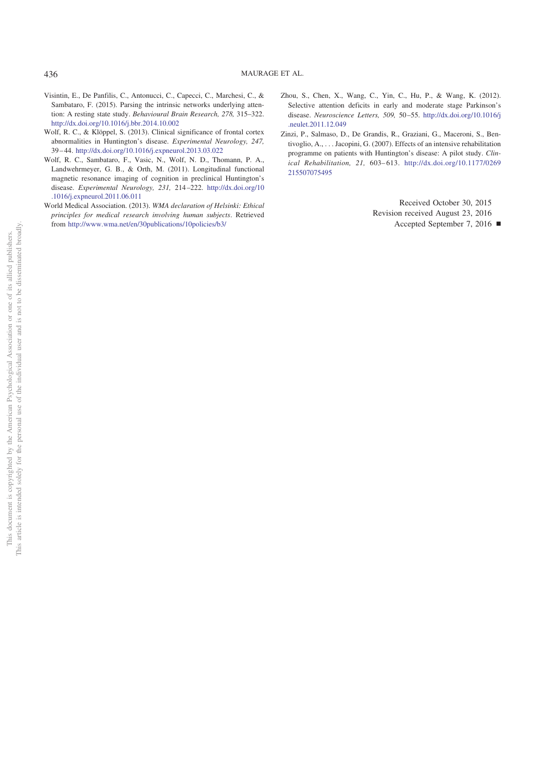Visintin, E., De Panfilis, C., Antonucci, C., Capecci, C., Marchesi, C., & Sambataro, F. (2015). Parsing the intrinsic networks underlying attention: A resting state study. *Behavioural Brain Research, 278,* 315–322. http://dx.doi.org/10.1016/j.bbr.2014.10.002

Wolf, R. C., & Klöppel, S. (2013). Clinical significance of frontal cortex abnormalities in Huntington's disease. *Experimental Neurology, 247,* 39–44. http://dx.doi.org/10.1016/j.expneurol.2013.03.022

Wolf, R. C., Sambataro, F., Vasic, N., Wolf, N. D., Thomann, P. A., Landwehrmeyer, G. B., & Orth, M. (2011). Longitudinal functional magnetic resonance imaging of cognition in preclinical Huntington's disease. *Experimental Neurology, 231,* 214–222. http://dx.doi.org/10.1016/j.expneurol.2011.06.011

World Medical Association. (2013). *WMA declaration of Helsinki: Ethical principles for medical research involving human subjects*. Retrieved from http://www.wma.net/en/30publications/10policies/b3/

Zhou, S., Chen, X., Wang, C., Yin, C., Hu, P., & Wang, K. (2012). Selective attention deficits in early and moderate stage Parkinson's disease. *Neuroscience Letters, 509,* 50–55. http://dx.doi.org/10.1016/j.neulet.2011.12.049

Zinzi, P., Salmaso, D., De Grandis, R., Graziani, G., Maceroni, S., Bentivoglio, A., . . . Jacopini, G. (2007). Effects of an intensive rehabilitation programme on patients with Huntington's disease: A pilot study. *Clinical Rehabilitation, 21,* 603–613. http://dx.doi.org/10.1177/0269215507075495

Received October 30, 2015
Revision received August 23, 2016
Accepted September 7, 2016 ■